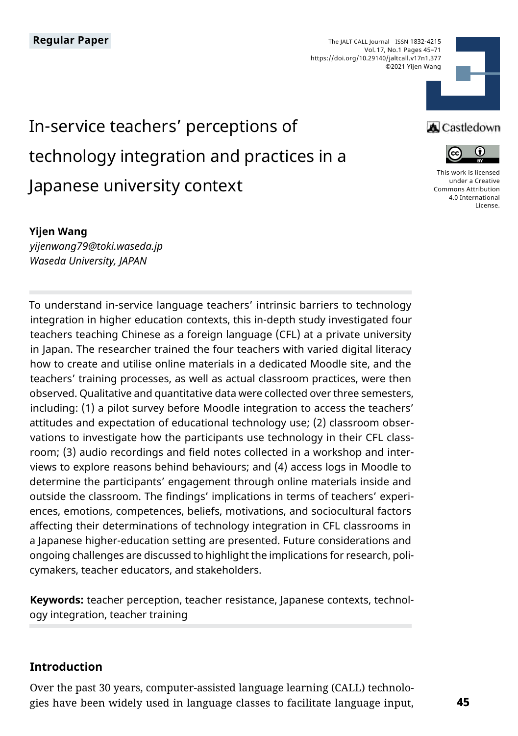Regular Paper

# In-service teachers' perceptions of technology integration and practices in a Japanese university context

**Yijen Wang**
*yijenwang79@toki.waseda.jp*
*Waseda University, JAPAN*

This work is licensed under a Creative Commons Attribution 4.0 International License.

To understand in-service language teachers' intrinsic barriers to technology integration in higher education contexts, this in-depth study investigated four teachers teaching Chinese as a foreign language (CFL) at a private university in Japan. The researcher trained the four teachers with varied digital literacy how to create and utilise online materials in a dedicated Moodle site, and the teachers' training processes, as well as actual classroom practices, were then observed. Qualitative and quantitative data were collected over three semesters, including: (1) a pilot survey before Moodle integration to access the teachers' attitudes and expectation of educational technology use; (2) classroom observations to investigate how the participants use technology in their CFL classroom; (3) audio recordings and field notes collected in a workshop and interviews to explore reasons behind behaviours; and (4) access logs in Moodle to determine the participants' engagement through online materials inside and outside the classroom. The findings' implications in terms of teachers' experiences, emotions, competences, beliefs, motivations, and sociocultural factors affecting their determinations of technology integration in CFL classrooms in a Japanese higher-education setting are presented. Future considerations and ongoing challenges are discussed to highlight the implications for research, policymakers, teacher educators, and stakeholders.

**Keywords:** teacher perception, teacher resistance, Japanese contexts, technology integration, teacher training

## Introduction

Over the past 30 years, computer-assisted language learning (CALL) technologies have been widely used in language classes to facilitate language input,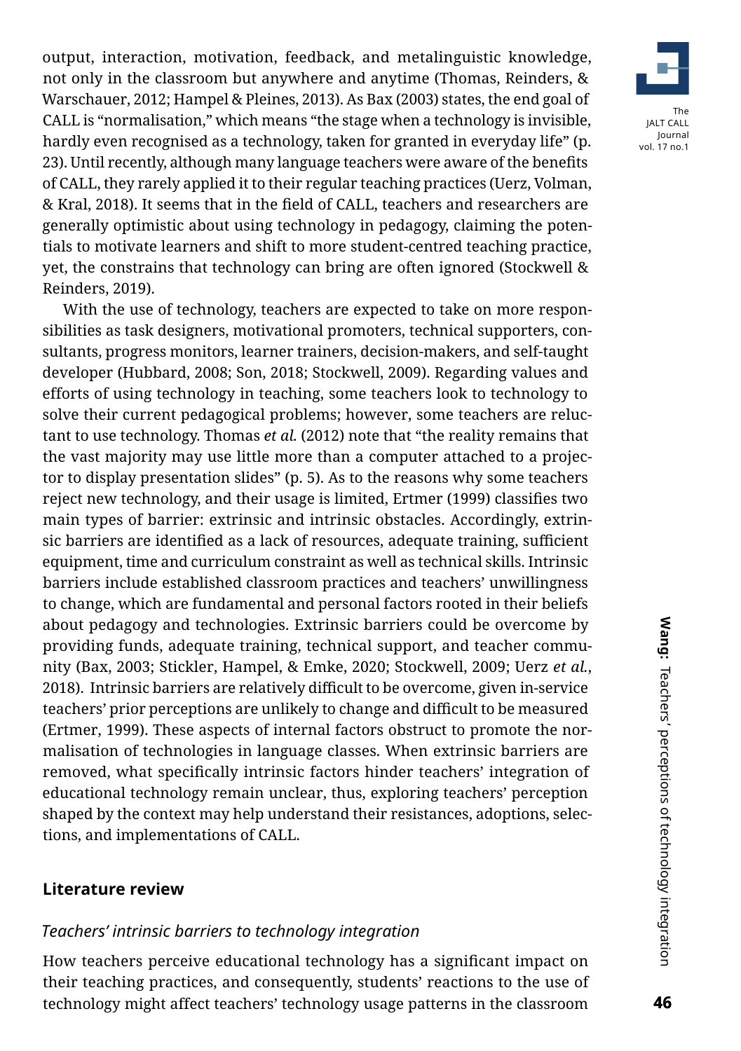output, interaction, motivation, feedback, and metalinguistic knowledge, not only in the classroom but anywhere and anytime (Thomas, Reinders, & Warschauer, 2012; Hampel & Pleines, 2013). As Bax (2003) states, the end goal of CALL is "normalisation," which means "the stage when a technology is invisible, hardly even recognised as a technology, taken for granted in everyday life" (p. 23). Until recently, although many language teachers were aware of the benefits of CALL, they rarely applied it to their regular teaching practices (Uerz, Volman, & Kral, 2018). It seems that in the field of CALL, teachers and researchers are generally optimistic about using technology in pedagogy, claiming the potentials to motivate learners and shift to more student-centred teaching practice, yet, the constrains that technology can bring are often ignored (Stockwell & Reinders, 2019).

With the use of technology, teachers are expected to take on more responsibilities as task designers, motivational promoters, technical supporters, consultants, progress monitors, learner trainers, decision-makers, and self-taught developer (Hubbard, 2008; Son, 2018; Stockwell, 2009). Regarding values and efforts of using technology in teaching, some teachers look to technology to solve their current pedagogical problems; however, some teachers are reluctant to use technology. Thomas *et al.* (2012) note that "the reality remains that the vast majority may use little more than a computer attached to a projector to display presentation slides" (p. 5). As to the reasons why some teachers reject new technology, and their usage is limited, Ertmer (1999) classifies two main types of barrier: extrinsic and intrinsic obstacles. Accordingly, extrinsic barriers are identified as a lack of resources, adequate training, sufficient equipment, time and curriculum constraint as well as technical skills. Intrinsic barriers include established classroom practices and teachers' unwillingness to change, which are fundamental and personal factors rooted in their beliefs about pedagogy and technologies. Extrinsic barriers could be overcome by providing funds, adequate training, technical support, and teacher community (Bax, 2003; Stickler, Hampel, & Emke, 2020; Stockwell, 2009; Uerz *et al.*, 2018). Intrinsic barriers are relatively difficult to be overcome, given in-service teachers' prior perceptions are unlikely to change and difficult to be measured (Ertmer, 1999). These aspects of internal factors obstruct to promote the normalisation of technologies in language classes. When extrinsic barriers are removed, what specifically intrinsic factors hinder teachers' integration of educational technology remain unclear, thus, exploring teachers' perception shaped by the context may help understand their resistances, adoptions, selections, and implementations of CALL.

## Literature review

### *Teachers' intrinsic barriers to technology integration*

How teachers perceive educational technology has a significant impact on their teaching practices, and consequently, students' reactions to the use of technology might affect teachers' technology usage patterns in the classroom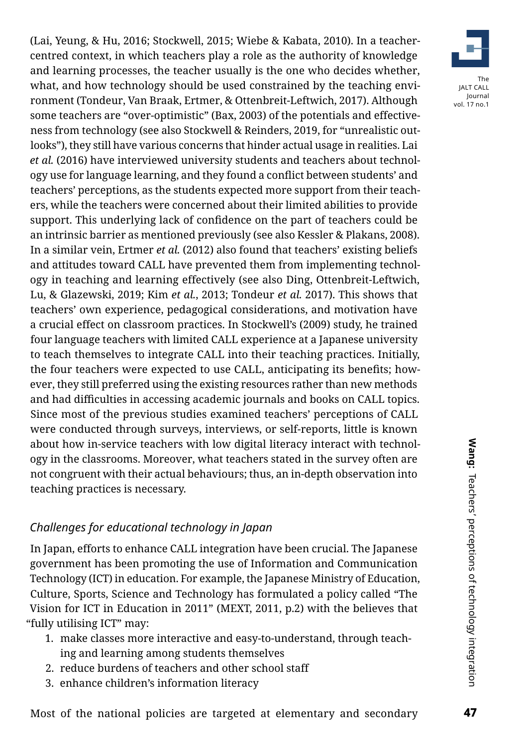(Lai, Yeung, & Hu, 2016; Stockwell, 2015; Wiebe & Kabata, 2010). In a teacher-centred context, in which teachers play a role as the authority of knowledge and learning processes, the teacher usually is the one who decides whether, what, and how technology should be used constrained by the teaching environment (Tondeur, Van Braak, Ertmer, & Ottenbreit-Leftwich, 2017). Although some teachers are "over-optimistic" (Bax, 2003) of the potentials and effectiveness from technology (see also Stockwell & Reinders, 2019, for "unrealistic outlooks"), they still have various concerns that hinder actual usage in realities. Lai *et al.* (2016) have interviewed university students and teachers about technology use for language learning, and they found a conflict between students' and teachers' perceptions, as the students expected more support from their teachers, while the teachers were concerned about their limited abilities to provide support. This underlying lack of confidence on the part of teachers could be an intrinsic barrier as mentioned previously (see also Kessler & Plakans, 2008). In a similar vein, Ertmer *et al.* (2012) also found that teachers' existing beliefs and attitudes toward CALL have prevented them from implementing technology in teaching and learning effectively (see also Ding, Ottenbreit-Leftwich, Lu, & Glazewski, 2019; Kim *et al.*, 2013; Tondeur *et al.* 2017). This shows that teachers' own experience, pedagogical considerations, and motivation have a crucial effect on classroom practices. In Stockwell's (2009) study, he trained four language teachers with limited CALL experience at a Japanese university to teach themselves to integrate CALL into their teaching practices. Initially, the four teachers were expected to use CALL, anticipating its benefits; however, they still preferred using the existing resources rather than new methods and had difficulties in accessing academic journals and books on CALL topics. Since most of the previous studies examined teachers' perceptions of CALL were conducted through surveys, interviews, or self-reports, little is known about how in-service teachers with low digital literacy interact with technology in the classrooms. Moreover, what teachers stated in the survey often are not congruent with their actual behaviours; thus, an in-depth observation into teaching practices is necessary.

### *Challenges for educational technology in Japan*

In Japan, efforts to enhance CALL integration have been crucial. The Japanese government has been promoting the use of Information and Communication Technology (ICT) in education. For example, the Japanese Ministry of Education, Culture, Sports, Science and Technology has formulated a policy called "The Vision for ICT in Education in 2011" (MEXT, 2011, p.2) with the believes that "fully utilising ICT" may:

1. make classes more interactive and easy-to-understand, through teaching and learning among students themselves
2. reduce burdens of teachers and other school staff
3. enhance children's information literacy

Most of the national policies are targeted at elementary and secondary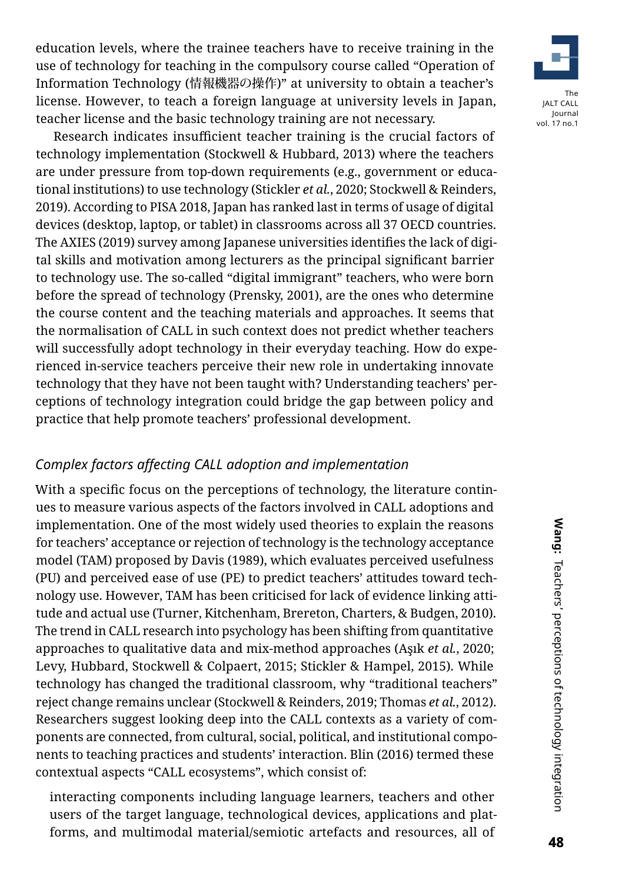education levels, where the trainee teachers have to receive training in the use of technology for teaching in the compulsory course called "Operation of Information Technology (情報機器の操作)" at university to obtain a teacher's license. However, to teach a foreign language at university levels in Japan, teacher license and the basic technology training are not necessary.

Research indicates insufficient teacher training is the crucial factors of technology implementation (Stockwell & Hubbard, 2013) where the teachers are under pressure from top-down requirements (e.g., government or educational institutions) to use technology (Stickler *et al.*, 2020; Stockwell & Reinders, 2019). According to PISA 2018, Japan has ranked last in terms of usage of digital devices (desktop, laptop, or tablet) in classrooms across all 37 OECD countries. The AXIES (2019) survey among Japanese universities identifies the lack of digital skills and motivation among lecturers as the principal significant barrier to technology use. The so-called "digital immigrant" teachers, who were born before the spread of technology (Prensky, 2001), are the ones who determine the course content and the teaching materials and approaches. It seems that the normalisation of CALL in such context does not predict whether teachers will successfully adopt technology in their everyday teaching. How do experienced in-service teachers perceive their new role in undertaking innovate technology that they have not been taught with? Understanding teachers' perceptions of technology integration could bridge the gap between policy and practice that help promote teachers' professional development.

### *Complex factors affecting CALL adoption and implementation*

With a specific focus on the perceptions of technology, the literature continues to measure various aspects of the factors involved in CALL adoptions and implementation. One of the most widely used theories to explain the reasons for teachers' acceptance or rejection of technology is the technology acceptance model (TAM) proposed by Davis (1989), which evaluates perceived usefulness (PU) and perceived ease of use (PE) to predict teachers' attitudes toward technology use. However, TAM has been criticised for lack of evidence linking attitude and actual use (Turner, Kitchenham, Brereton, Charters, & Budgen, 2010). The trend in CALL research into psychology has been shifting from quantitative approaches to qualitative data and mix-method approaches (Aşık *et al.*, 2020; Levy, Hubbard, Stockwell & Colpaert, 2015; Stickler & Hampel, 2015). While technology has changed the traditional classroom, why "traditional teachers" reject change remains unclear (Stockwell & Reinders, 2019; Thomas *et al.*, 2012). Researchers suggest looking deep into the CALL contexts as a variety of components are connected, from cultural, social, political, and institutional components to teaching practices and students' interaction. Blin (2016) termed these contextual aspects "CALL ecosystems", which consist of:

> interacting components including language learners, teachers and other users of the target language, technological devices, applications and platforms, and multimodal material/semiotic artefacts and resources, all of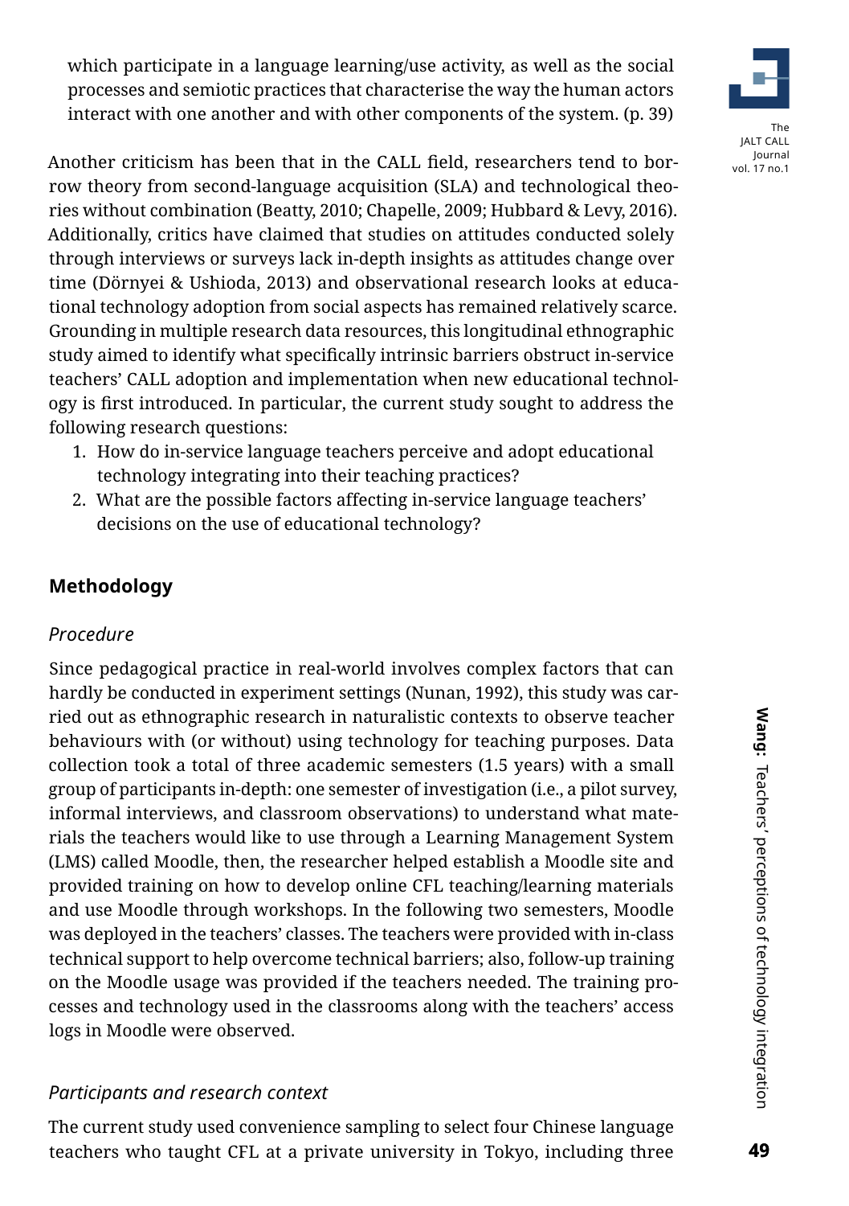> which participate in a language learning/use activity, as well as the social processes and semiotic practices that characterise the way the human actors interact with one another and with other components of the system. (p. 39)

Another criticism has been that in the CALL field, researchers tend to borrow theory from second-language acquisition (SLA) and technological theories without combination (Beatty, 2010; Chapelle, 2009; Hubbard & Levy, 2016). Additionally, critics have claimed that studies on attitudes conducted solely through interviews or surveys lack in-depth insights as attitudes change over time (Dörnyei & Ushioda, 2013) and observational research looks at educational technology adoption from social aspects has remained relatively scarce. Grounding in multiple research data resources, this longitudinal ethnographic study aimed to identify what specifically intrinsic barriers obstruct in-service teachers' CALL adoption and implementation when new educational technology is first introduced. In particular, the current study sought to address the following research questions:

1. How do in-service language teachers perceive and adopt educational technology integrating into their teaching practices?
2. What are the possible factors affecting in-service language teachers' decisions on the use of educational technology?

## Methodology

### *Procedure*

Since pedagogical practice in real-world involves complex factors that can hardly be conducted in experiment settings (Nunan, 1992), this study was carried out as ethnographic research in naturalistic contexts to observe teacher behaviours with (or without) using technology for teaching purposes. Data collection took a total of three academic semesters (1.5 years) with a small group of participants in-depth: one semester of investigation (i.e., a pilot survey, informal interviews, and classroom observations) to understand what materials the teachers would like to use through a Learning Management System (LMS) called Moodle, then, the researcher helped establish a Moodle site and provided training on how to develop online CFL teaching/learning materials and use Moodle through workshops. In the following two semesters, Moodle was deployed in the teachers' classes. The teachers were provided with in-class technical support to help overcome technical barriers; also, follow-up training on the Moodle usage was provided if the teachers needed. The training processes and technology used in the classrooms along with the teachers' access logs in Moodle were observed.

### *Participants and research context*

The current study used convenience sampling to select four Chinese language teachers who taught CFL at a private university in Tokyo, including three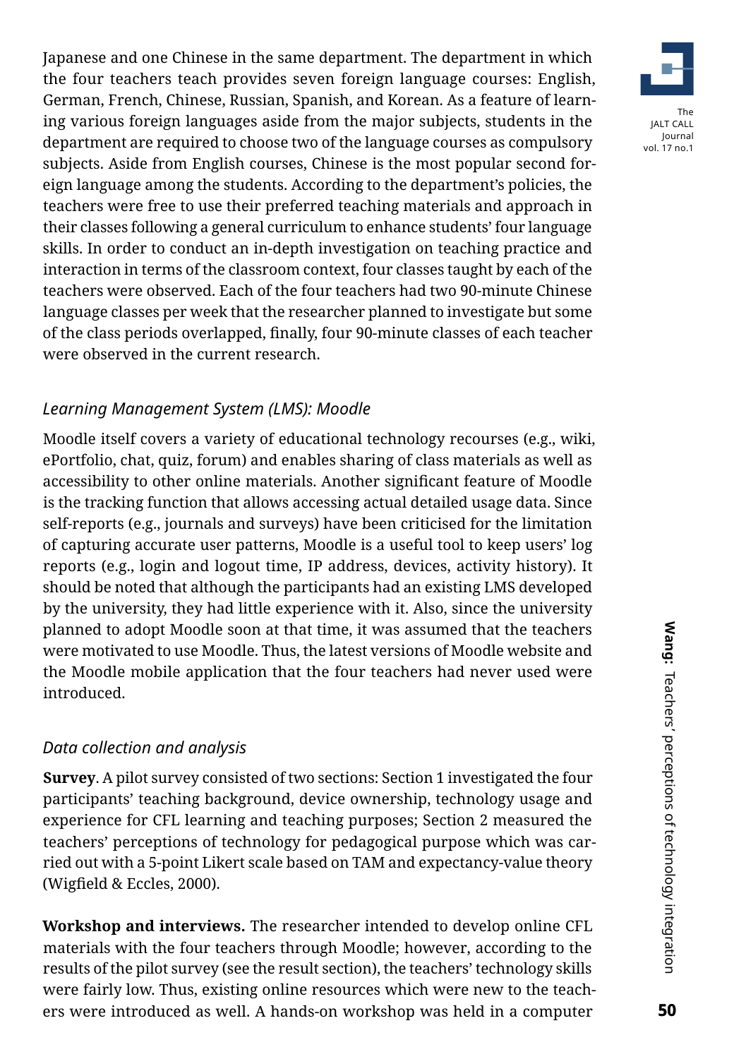Japanese and one Chinese in the same department. The department in which the four teachers teach provides seven foreign language courses: English, German, French, Chinese, Russian, Spanish, and Korean. As a feature of learning various foreign languages aside from the major subjects, students in the department are required to choose two of the language courses as compulsory subjects. Aside from English courses, Chinese is the most popular second foreign language among the students. According to the department's policies, the teachers were free to use their preferred teaching materials and approach in their classes following a general curriculum to enhance students' four language skills. In order to conduct an in-depth investigation on teaching practice and interaction in terms of the classroom context, four classes taught by each of the teachers were observed. Each of the four teachers had two 90-minute Chinese language classes per week that the researcher planned to investigate but some of the class periods overlapped, finally, four 90-minute classes of each teacher were observed in the current research.

### *Learning Management System (LMS): Moodle*

Moodle itself covers a variety of educational technology recourses (e.g., wiki, ePortfolio, chat, quiz, forum) and enables sharing of class materials as well as accessibility to other online materials. Another significant feature of Moodle is the tracking function that allows accessing actual detailed usage data. Since self-reports (e.g., journals and surveys) have been criticised for the limitation of capturing accurate user patterns, Moodle is a useful tool to keep users' log reports (e.g., login and logout time, IP address, devices, activity history). It should be noted that although the participants had an existing LMS developed by the university, they had little experience with it. Also, since the university planned to adopt Moodle soon at that time, it was assumed that the teachers were motivated to use Moodle. Thus, the latest versions of Moodle website and the Moodle mobile application that the four teachers had never used were introduced.

### *Data collection and analysis*

**Survey**. A pilot survey consisted of two sections: Section 1 investigated the four participants' teaching background, device ownership, technology usage and experience for CFL learning and teaching purposes; Section 2 measured the teachers' perceptions of technology for pedagogical purpose which was carried out with a 5-point Likert scale based on TAM and expectancy-value theory (Wigfield & Eccles, 2000).

**Workshop and interviews.** The researcher intended to develop online CFL materials with the four teachers through Moodle; however, according to the results of the pilot survey (see the result section), the teachers' technology skills were fairly low. Thus, existing online resources which were new to the teachers were introduced as well. A hands-on workshop was held in a computer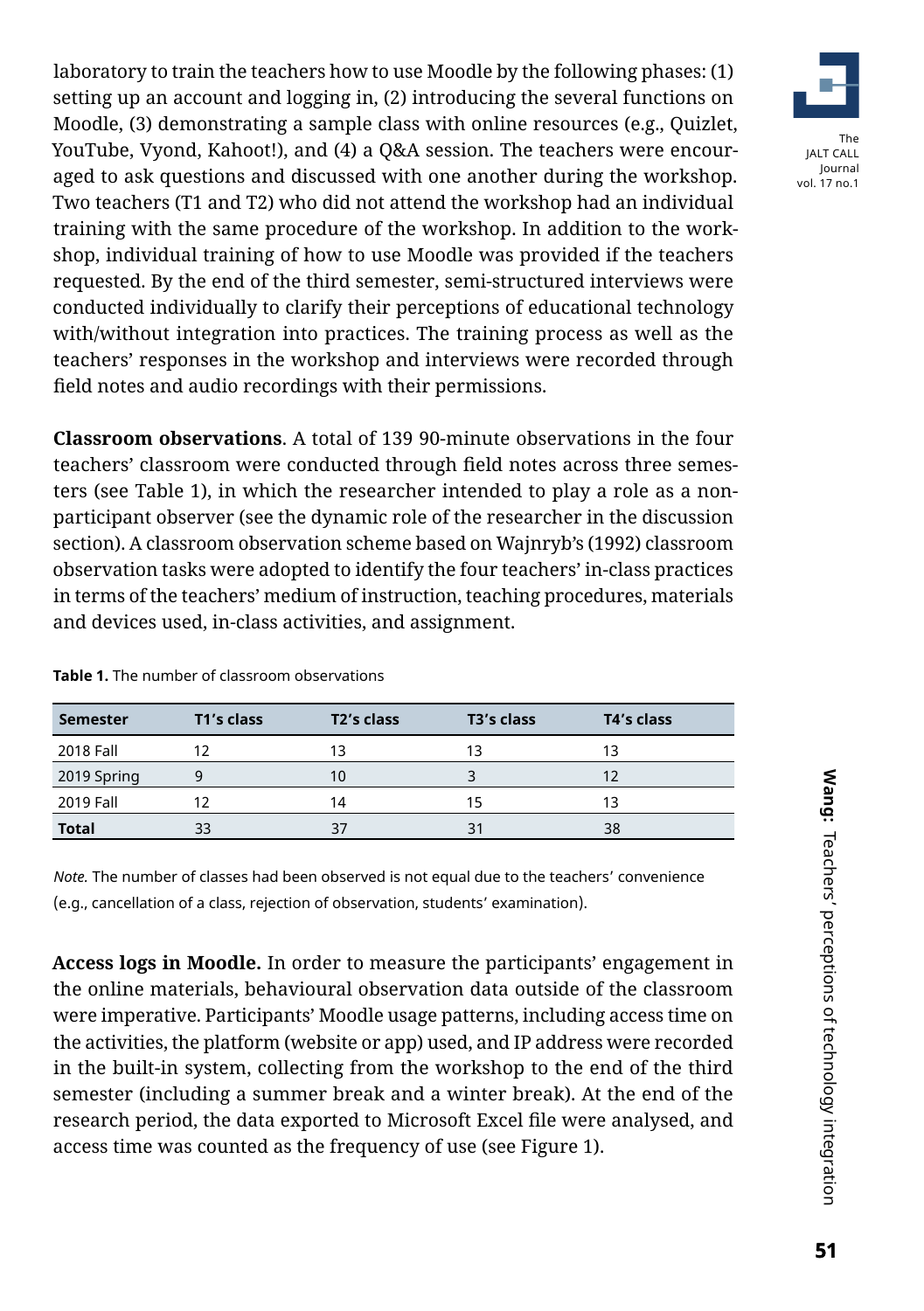laboratory to train the teachers how to use Moodle by the following phases: (1) setting up an account and logging in, (2) introducing the several functions on Moodle, (3) demonstrating a sample class with online resources (e.g., Quizlet, YouTube, Vyond, Kahoot!), and (4) a Q&A session. The teachers were encouraged to ask questions and discussed with one another during the workshop. Two teachers (T1 and T2) who did not attend the workshop had an individual training with the same procedure of the workshop. In addition to the workshop, individual training of how to use Moodle was provided if the teachers requested. By the end of the third semester, semi-structured interviews were conducted individually to clarify their perceptions of educational technology with/without integration into practices. The training process as well as the teachers' responses in the workshop and interviews were recorded through field notes and audio recordings with their permissions.

**Classroom observations**. A total of 139 90-minute observations in the four teachers' classroom were conducted through field notes across three semesters (see Table 1), in which the researcher intended to play a role as a non-participant observer (see the dynamic role of the researcher in the discussion section). A classroom observation scheme based on Wajnryb's (1992) classroom observation tasks were adopted to identify the four teachers' in-class practices in terms of the teachers' medium of instruction, teaching procedures, materials and devices used, in-class activities, and assignment.

**Table 1.** The number of classroom observations

| Semester | T1's class | T2's class | T3's class | T4's class |
|---|---|---|---|---|
| 2018 Fall | 12 | 13 | 13 | 13 |
| 2019 Spring | 9 | 10 | 3 | 12 |
| 2019 Fall | 12 | 14 | 15 | 13 |
| **Total** | 33 | 37 | 31 | 38 |

*Note.* The number of classes had been observed is not equal due to the teachers' convenience (e.g., cancellation of a class, rejection of observation, students' examination).

**Access logs in Moodle.** In order to measure the participants' engagement in the online materials, behavioural observation data outside of the classroom were imperative. Participants' Moodle usage patterns, including access time on the activities, the platform (website or app) used, and IP address were recorded in the built-in system, collecting from the workshop to the end of the third semester (including a summer break and a winter break). At the end of the research period, the data exported to Microsoft Excel file were analysed, and access time was counted as the frequency of use (see Figure 1).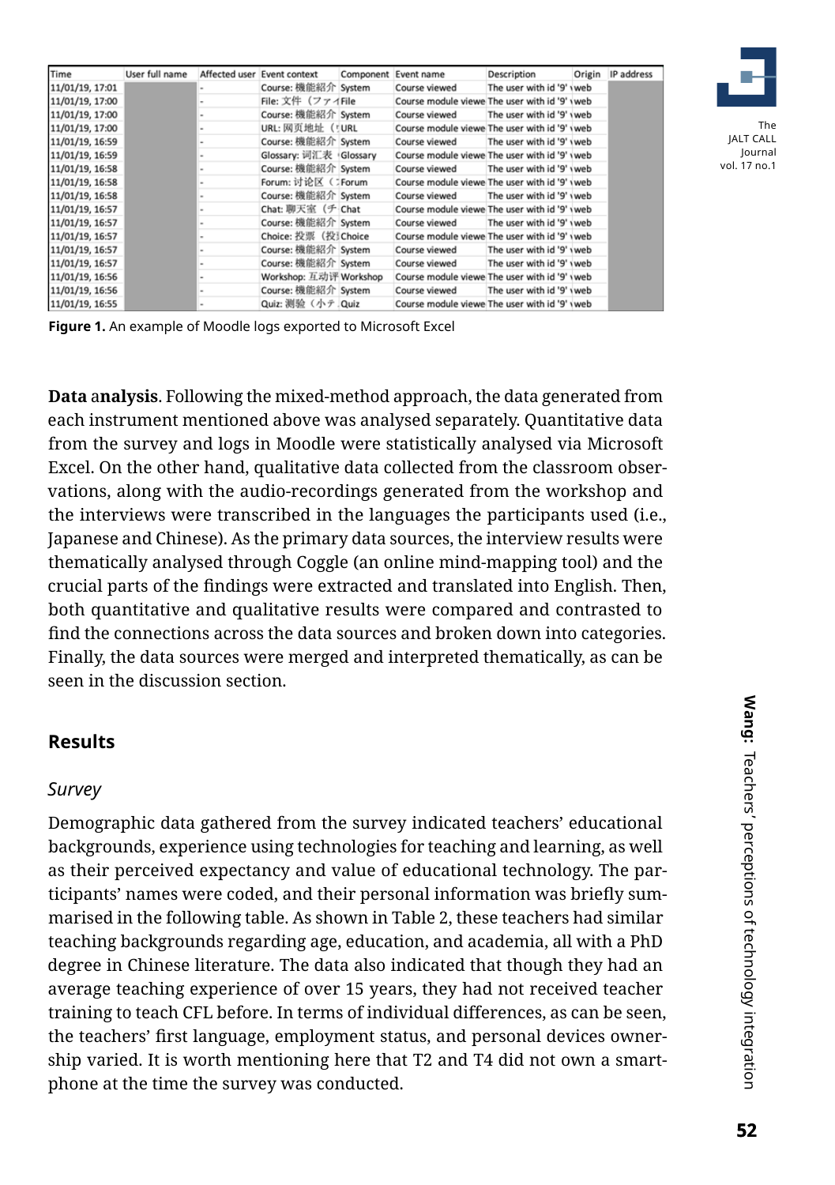| Time | User full name | Affected user | Event context | Component | Event name | Description | Origin | IP address |
|---|---|---|---|---|---|---|---|---|
| 11/01/19, 17:01 | | - | Course: 機能紹介 | System | Course viewed | The user with id '9' | web | |
| 11/01/19, 17:00 | | - | File: 文件（ファイ | File | Course module viewe | The user with id '9' | web | |
| 11/01/19, 17:00 | | - | Course: 機能紹介 | System | Course viewed | The user with id '9' | web | |
| 11/01/19, 17:00 | | - | URL: 网页地址（ | URL | Course module viewe | The user with id '9' | web | |
| 11/01/19, 16:59 | | - | Course: 機能紹介 | System | Course viewed | The user with id '9' | web | |
| 11/01/19, 16:59 | | - | Glossary: 词汇表 | Glossary | Course module viewe | The user with id '9' | web | |
| 11/01/19, 16:58 | | - | Course: 機能紹介 | System | Course viewed | The user with id '9' | web | |
| 11/01/19, 16:58 | | - | Forum: 讨论区（ | Forum | Course module viewe | The user with id '9' | web | |
| 11/01/19, 16:58 | | - | Course: 機能紹介 | System | Course viewed | The user with id '9' | web | |
| 11/01/19, 16:57 | | - | Chat: 聊天室（チ | Chat | Course module viewe | The user with id '9' | web | |
| 11/01/19, 16:57 | | - | Course: 機能紹介 | System | Course viewed | The user with id '9' | web | |
| 11/01/19, 16:57 | | - | Choice: 投票（投 | Choice | Course module viewe | The user with id '9' | web | |
| 11/01/19, 16:57 | | - | Course: 機能紹介 | System | Course viewed | The user with id '9' | web | |
| 11/01/19, 16:57 | | - | Course: 機能紹介 | System | Course viewed | The user with id '9' | web | |
| 11/01/19, 16:56 | | - | Workshop: 互动评 | Workshop | Course module viewe | The user with id '9' | web | |
| 11/01/19, 16:56 | | - | Course: 機能紹介 | System | Course viewed | The user with id '9' | web | |
| 11/01/19, 16:55 | | - | Quiz: 測验（小テ | Quiz | Course module viewe | The user with id '9' | web | |

**Figure 1.** An example of Moodle logs exported to Microsoft Excel

**Data analysis**. Following the mixed-method approach, the data generated from each instrument mentioned above was analysed separately. Quantitative data from the survey and logs in Moodle were statistically analysed via Microsoft Excel. On the other hand, qualitative data collected from the classroom observations, along with the audio-recordings generated from the workshop and the interviews were transcribed in the languages the participants used (i.e., Japanese and Chinese). As the primary data sources, the interview results were thematically analysed through Coggle (an online mind-mapping tool) and the crucial parts of the findings were extracted and translated into English. Then, both quantitative and qualitative results were compared and contrasted to find the connections across the data sources and broken down into categories. Finally, the data sources were merged and interpreted thematically, as can be seen in the discussion section.

## Results

### *Survey*

Demographic data gathered from the survey indicated teachers' educational backgrounds, experience using technologies for teaching and learning, as well as their perceived expectancy and value of educational technology. The participants' names were coded, and their personal information was briefly summarised in the following table. As shown in Table 2, these teachers had similar teaching backgrounds regarding age, education, and academia, all with a PhD degree in Chinese literature. The data also indicated that though they had an average teaching experience of over 15 years, they had not received teacher training to teach CFL before. In terms of individual differences, as can be seen, the teachers' first language, employment status, and personal devices ownership varied. It is worth mentioning here that T2 and T4 did not own a smartphone at the time the survey was conducted.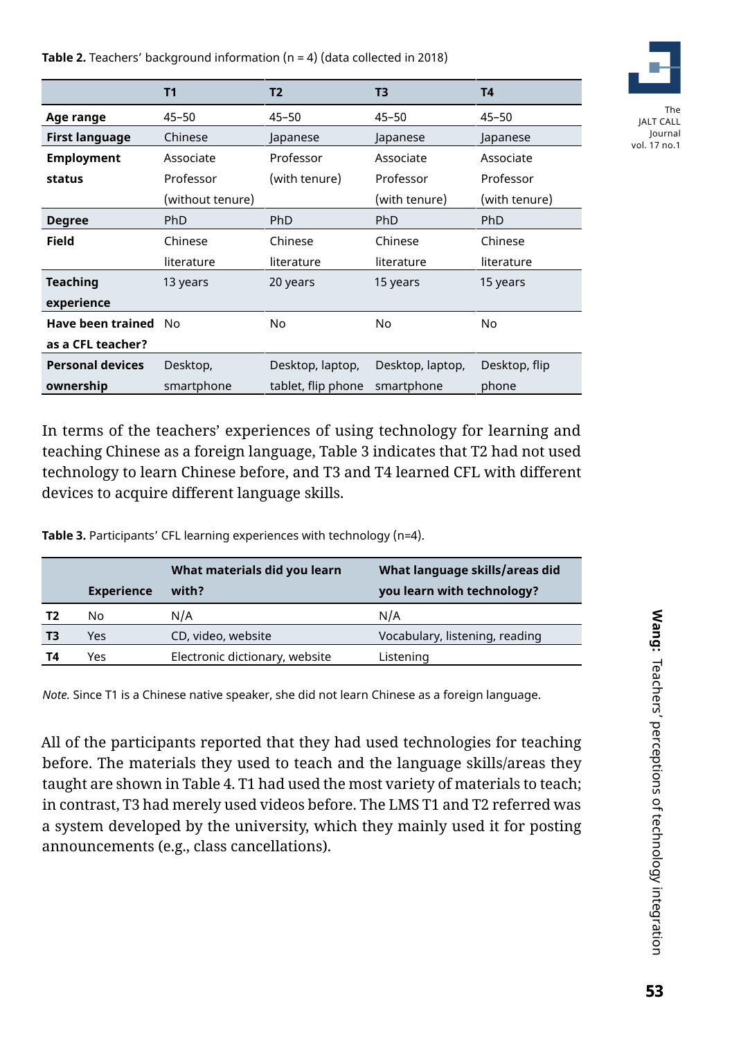**Table 2.** Teachers' background information (n = 4) (data collected in 2018)

| | T1 | T2 | T3 | T4 |
|---|---|---|---|---|
| **Age range** | 45–50 | 45–50 | 45–50 | 45–50 |
| **First language** | Chinese | Japanese | Japanese | Japanese |
| **Employment status** | Associate Professor (without tenure) | Professor (with tenure) | Associate Professor (with tenure) | Associate Professor (with tenure) |
| **Degree** | PhD | PhD | PhD | PhD |
| **Field** | Chinese literature | Chinese literature | Chinese literature | Chinese literature |
| **Teaching experience** | 13 years | 20 years | 15 years | 15 years |
| **Have been trained as a CFL teacher?** | No | No | No | No |
| **Personal devices ownership** | Desktop, smartphone | Desktop, laptop, tablet, flip phone | Desktop, laptop, smartphone | Desktop, flip phone |

In terms of the teachers' experiences of using technology for learning and teaching Chinese as a foreign language, Table 3 indicates that T2 had not used technology to learn Chinese before, and T3 and T4 learned CFL with different devices to acquire different language skills.

**Table 3.** Participants' CFL learning experiences with technology (n=4).

| | Experience | What materials did you learn with? | What language skills/areas did you learn with technology? |
|---|---|---|---|
| **T2** | No | N/A | N/A |
| **T3** | Yes | CD, video, website | Vocabulary, listening, reading |
| **T4** | Yes | Electronic dictionary, website | Listening |

*Note.* Since T1 is a Chinese native speaker, she did not learn Chinese as a foreign language.

All of the participants reported that they had used technologies for teaching before. The materials they used to teach and the language skills/areas they taught are shown in Table 4. T1 had used the most variety of materials to teach; in contrast, T3 had merely used videos before. The LMS T1 and T2 referred was a system developed by the university, which they mainly used it for posting announcements (e.g., class cancellations).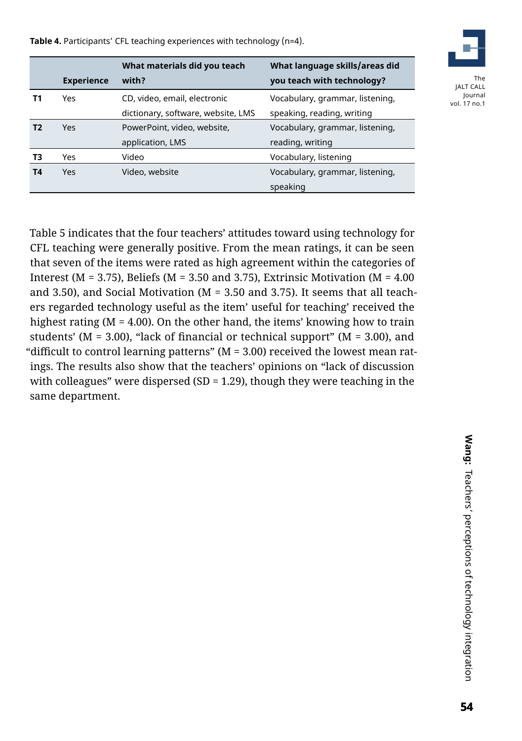**Table 4.** Participants' CFL teaching experiences with technology (n=4).

| | Experience | What materials did you teach with? | What language skills/areas did you teach with technology? |
|---|---|---|---|
| **T1** | Yes | CD, video, email, electronic dictionary, software, website, LMS | Vocabulary, grammar, listening, speaking, reading, writing |
| **T2** | Yes | PowerPoint, video, website, application, LMS | Vocabulary, grammar, listening, reading, writing |
| **T3** | Yes | Video | Vocabulary, listening |
| **T4** | Yes | Video, website | Vocabulary, grammar, listening, speaking |

Table 5 indicates that the four teachers' attitudes toward using technology for CFL teaching were generally positive. From the mean ratings, it can be seen that seven of the items were rated as high agreement within the categories of Interest (M = 3.75), Beliefs (M = 3.50 and 3.75), Extrinsic Motivation (M = 4.00 and 3.50), and Social Motivation (M = 3.50 and 3.75). It seems that all teachers regarded technology useful as the item' useful for teaching' received the highest rating (M = 4.00). On the other hand, the items' knowing how to train students' (M = 3.00), "lack of financial or technical support" (M = 3.00), and "difficult to control learning patterns" (M = 3.00) received the lowest mean ratings. The results also show that the teachers' opinions on "lack of discussion with colleagues" were dispersed (SD = 1.29), though they were teaching in the same department.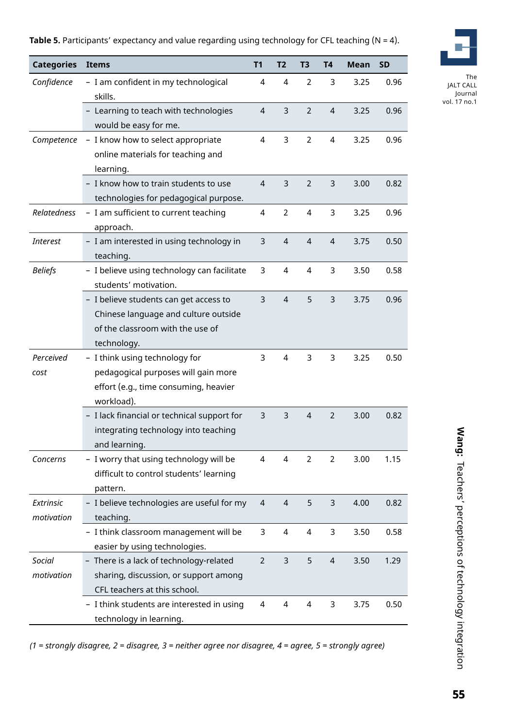**Table 5.** Participants' expectancy and value regarding using technology for CFL teaching (N = 4).

| Categories | Items | T1 | T2 | T3 | T4 | Mean | SD |
|---|---|---|---|---|---|---|---|
| *Confidence* | – I am confident in my technological skills. | 4 | 4 | 2 | 3 | 3.25 | 0.96 |
| | – Learning to teach with technologies would be easy for me. | 4 | 3 | 2 | 4 | 3.25 | 0.96 |
| *Competence* | – I know how to select appropriate online materials for teaching and learning. | 4 | 3 | 2 | 4 | 3.25 | 0.96 |
| | – I know how to train students to use technologies for pedagogical purpose. | 4 | 3 | 2 | 3 | 3.00 | 0.82 |
| *Relatedness* | – I am sufficient to current teaching approach. | 4 | 2 | 4 | 3 | 3.25 | 0.96 |
| *Interest* | – I am interested in using technology in teaching. | 3 | 4 | 4 | 4 | 3.75 | 0.50 |
| *Beliefs* | – I believe using technology can facilitate students' motivation. | 3 | 4 | 4 | 3 | 3.50 | 0.58 |
| | – I believe students can get access to Chinese language and culture outside of the classroom with the use of technology. | 3 | 4 | 5 | 3 | 3.75 | 0.96 |
| *Perceived cost* | – I think using technology for pedagogical purposes will gain more effort (e.g., time consuming, heavier workload). | 3 | 4 | 3 | 3 | 3.25 | 0.50 |
| | – I lack financial or technical support for integrating technology into teaching and learning. | 3 | 3 | 4 | 2 | 3.00 | 0.82 |
| *Concerns* | – I worry that using technology will be difficult to control students' learning pattern. | 4 | 4 | 2 | 2 | 3.00 | 1.15 |
| *Extrinsic motivation* | – I believe technologies are useful for my teaching. | 4 | 4 | 5 | 3 | 4.00 | 0.82 |
| | – I think classroom management will be easier by using technologies. | 3 | 4 | 4 | 3 | 3.50 | 0.58 |
| *Social motivation* | – There is a lack of technology-related sharing, discussion, or support among CFL teachers at this school. | 2 | 3 | 5 | 4 | 3.50 | 1.29 |
| | – I think students are interested in using technology in learning. | 4 | 4 | 4 | 3 | 3.75 | 0.50 |

*(1 = strongly disagree, 2 = disagree, 3 = neither agree nor disagree, 4 = agree, 5 = strongly agree)*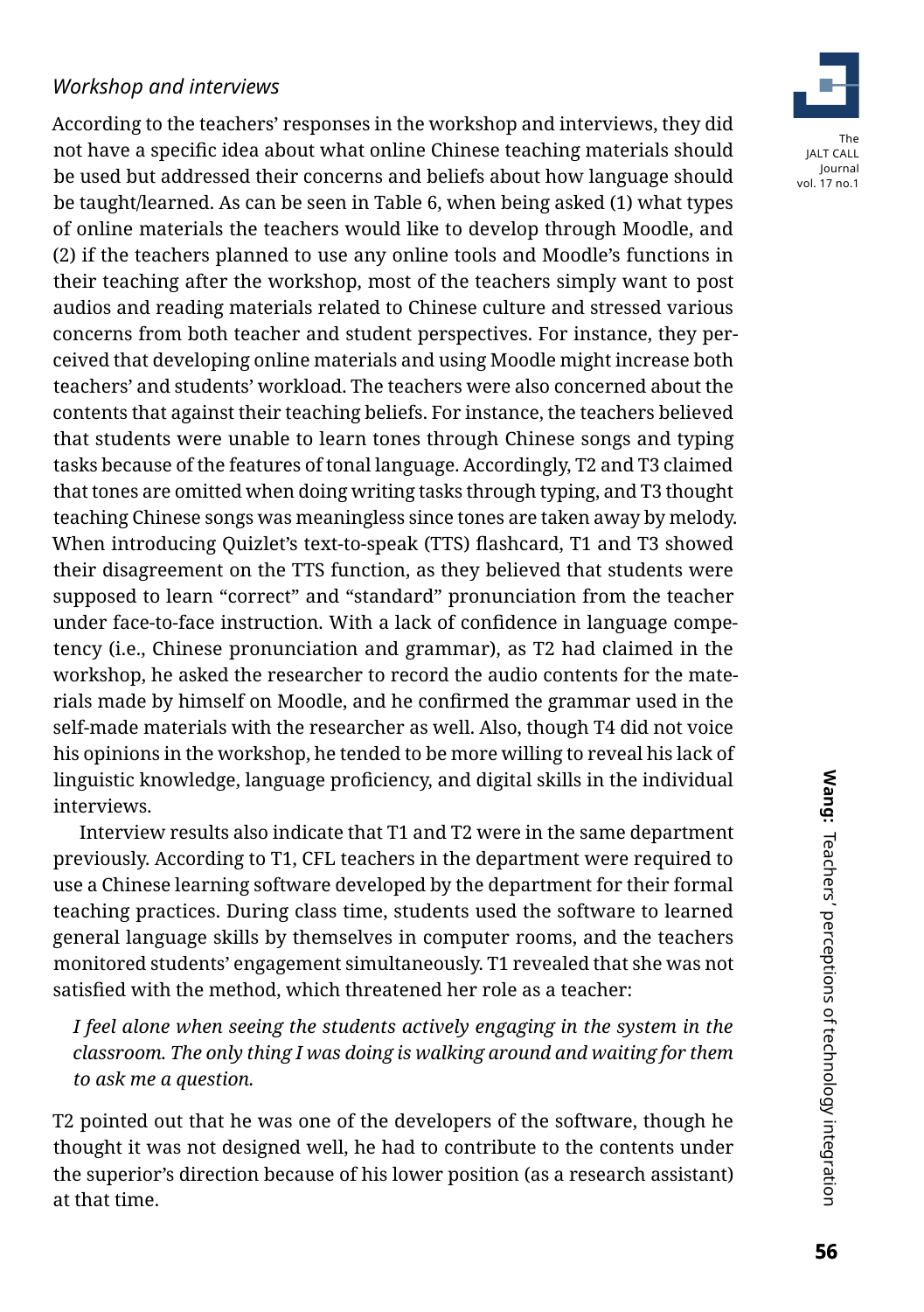### *Workshop and interviews*

According to the teachers' responses in the workshop and interviews, they did not have a specific idea about what online Chinese teaching materials should be used but addressed their concerns and beliefs about how language should be taught/learned. As can be seen in Table 6, when being asked (1) what types of online materials the teachers would like to develop through Moodle, and (2) if the teachers planned to use any online tools and Moodle's functions in their teaching after the workshop, most of the teachers simply want to post audios and reading materials related to Chinese culture and stressed various concerns from both teacher and student perspectives. For instance, they perceived that developing online materials and using Moodle might increase both teachers' and students' workload. The teachers were also concerned about the contents that against their teaching beliefs. For instance, the teachers believed that students were unable to learn tones through Chinese songs and typing tasks because of the features of tonal language. Accordingly, T2 and T3 claimed that tones are omitted when doing writing tasks through typing, and T3 thought teaching Chinese songs was meaningless since tones are taken away by melody. When introducing Quizlet's text-to-speak (TTS) flashcard, T1 and T3 showed their disagreement on the TTS function, as they believed that students were supposed to learn "correct" and "standard" pronunciation from the teacher under face-to-face instruction. With a lack of confidence in language competency (i.e., Chinese pronunciation and grammar), as T2 had claimed in the workshop, he asked the researcher to record the audio contents for the materials made by himself on Moodle, and he confirmed the grammar used in the self-made materials with the researcher as well. Also, though T4 did not voice his opinions in the workshop, he tended to be more willing to reveal his lack of linguistic knowledge, language proficiency, and digital skills in the individual interviews.

Interview results also indicate that T1 and T2 were in the same department previously. According to T1, CFL teachers in the department were required to use a Chinese learning software developed by the department for their formal teaching practices. During class time, students used the software to learned general language skills by themselves in computer rooms, and the teachers monitored students' engagement simultaneously. T1 revealed that she was not satisfied with the method, which threatened her role as a teacher:

> *I feel alone when seeing the students actively engaging in the system in the classroom. The only thing I was doing is walking around and waiting for them to ask me a question.*

T2 pointed out that he was one of the developers of the software, though he thought it was not designed well, he had to contribute to the contents under the superior's direction because of his lower position (as a research assistant) at that time.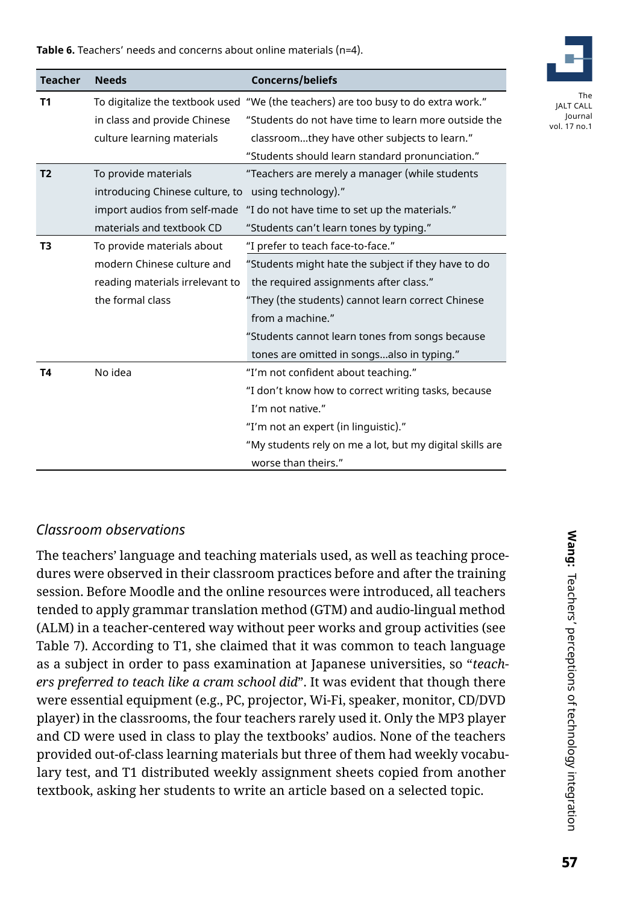**Table 6.** Teachers' needs and concerns about online materials (n=4).

| Teacher | Needs | Concerns/beliefs |
|---|---|---|
| **T1** | To digitalize the textbook used in class and provide Chinese culture learning materials | "We (the teachers) are too busy to do extra work." "Students do not have time to learn more outside the classroom…they have other subjects to learn." "Students should learn standard pronunciation." |
| **T2** | To provide materials introducing Chinese culture, to import audios from self-made materials and textbook CD | "Teachers are merely a manager (while students using technology)." "I do not have time to set up the materials." "Students can't learn tones by typing." |
| **T3** | To provide materials about modern Chinese culture and reading materials irrelevant to the formal class | "I prefer to teach face-to-face." "Students might hate the subject if they have to do the required assignments after class." "They (the students) cannot learn correct Chinese from a machine." "Students cannot learn tones from songs because tones are omitted in songs…also in typing." |
| **T4** | No idea | "I'm not confident about teaching." "I don't know how to correct writing tasks, because I'm not native." "I'm not an expert (in linguistic)." "My students rely on me a lot, but my digital skills are worse than theirs." |

### *Classroom observations*

The teachers' language and teaching materials used, as well as teaching procedures were observed in their classroom practices before and after the training session. Before Moodle and the online resources were introduced, all teachers tended to apply grammar translation method (GTM) and audio-lingual method (ALM) in a teacher-centered way without peer works and group activities (see Table 7). According to T1, she claimed that it was common to teach language as a subject in order to pass examination at Japanese universities, so "*teachers preferred to teach like a cram school did*". It was evident that though there were essential equipment (e.g., PC, projector, Wi-Fi, speaker, monitor, CD/DVD player) in the classrooms, the four teachers rarely used it. Only the MP3 player and CD were used in class to play the textbooks' audios. None of the teachers provided out-of-class learning materials but three of them had weekly vocabulary test, and T1 distributed weekly assignment sheets copied from another textbook, asking her students to write an article based on a selected topic.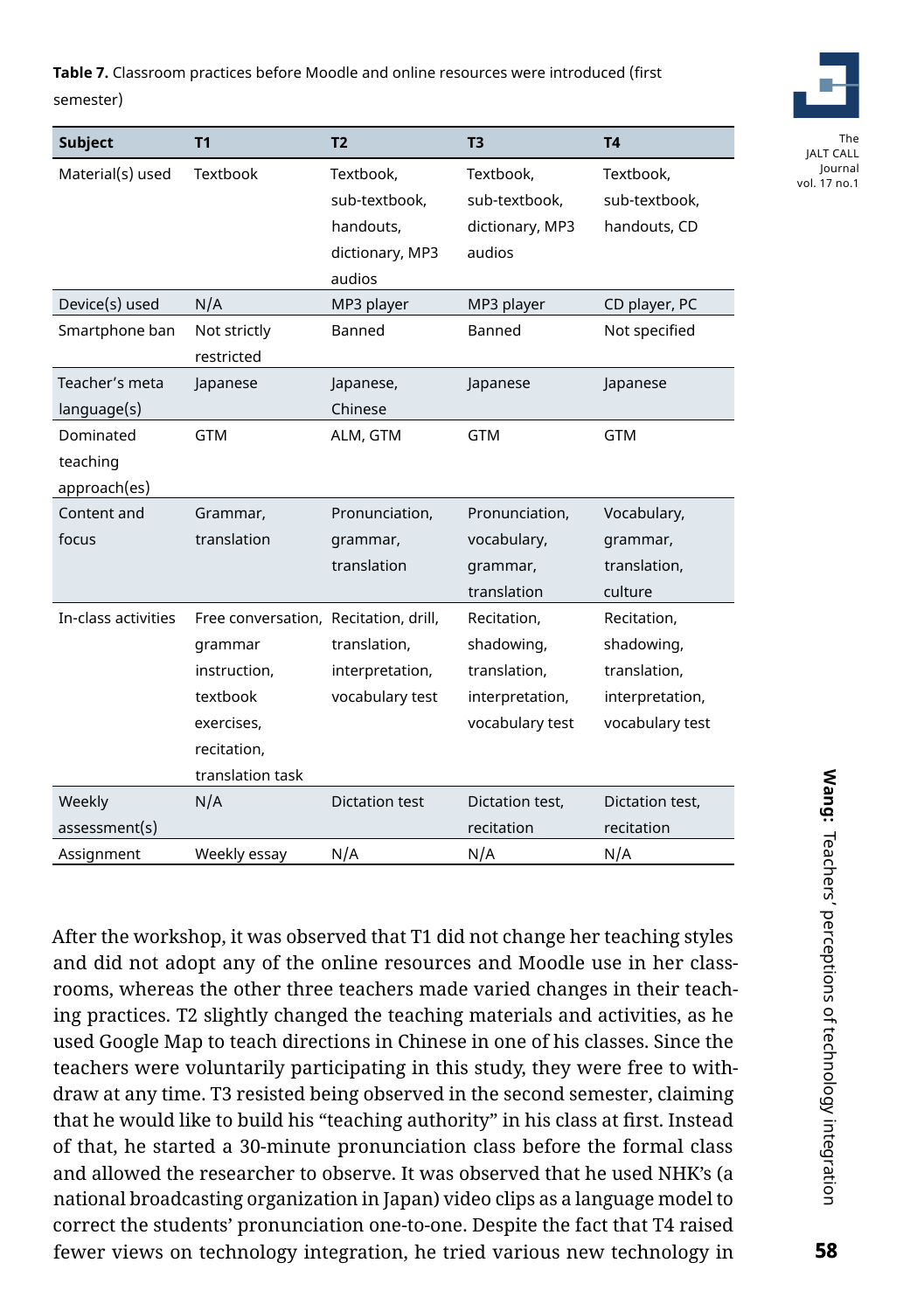**Table 7.** Classroom practices before Moodle and online resources were introduced (first semester)

| Subject | T1 | T2 | T3 | T4 |
|---|---|---|---|---|
| Material(s) used | Textbook | Textbook, sub-textbook, handouts, dictionary, MP3 audios | Textbook, sub-textbook, dictionary, MP3 audios | Textbook, sub-textbook, handouts, CD |
| Device(s) used | N/A | MP3 player | MP3 player | CD player, PC |
| Smartphone ban | Not strictly restricted | Banned | Banned | Not specified |
| Teacher's meta language(s) | Japanese | Japanese, Chinese | Japanese | Japanese |
| Dominated teaching approach(es) | GTM | ALM, GTM | GTM | GTM |
| Content and focus | Grammar, translation | Pronunciation, grammar, translation | Pronunciation, vocabulary, grammar, translation | Vocabulary, grammar, translation, culture |
| In-class activities | Free conversation, grammar instruction, textbook exercises, recitation, translation task | Recitation, drill, translation, interpretation, vocabulary test | Recitation, shadowing, translation, interpretation, vocabulary test | Recitation, shadowing, translation, interpretation, vocabulary test |
| Weekly assessment(s) | N/A | Dictation test | Dictation test, recitation | Dictation test, recitation |
| Assignment | Weekly essay | N/A | N/A | N/A |

After the workshop, it was observed that T1 did not change her teaching styles and did not adopt any of the online resources and Moodle use in her classrooms, whereas the other three teachers made varied changes in their teaching practices. T2 slightly changed the teaching materials and activities, as he used Google Map to teach directions in Chinese in one of his classes. Since the teachers were voluntarily participating in this study, they were free to withdraw at any time. T3 resisted being observed in the second semester, claiming that he would like to build his "teaching authority" in his class at first. Instead of that, he started a 30-minute pronunciation class before the formal class and allowed the researcher to observe. It was observed that he used NHK's (a national broadcasting organization in Japan) video clips as a language model to correct the students' pronunciation one-to-one. Despite the fact that T4 raised fewer views on technology integration, he tried various new technology in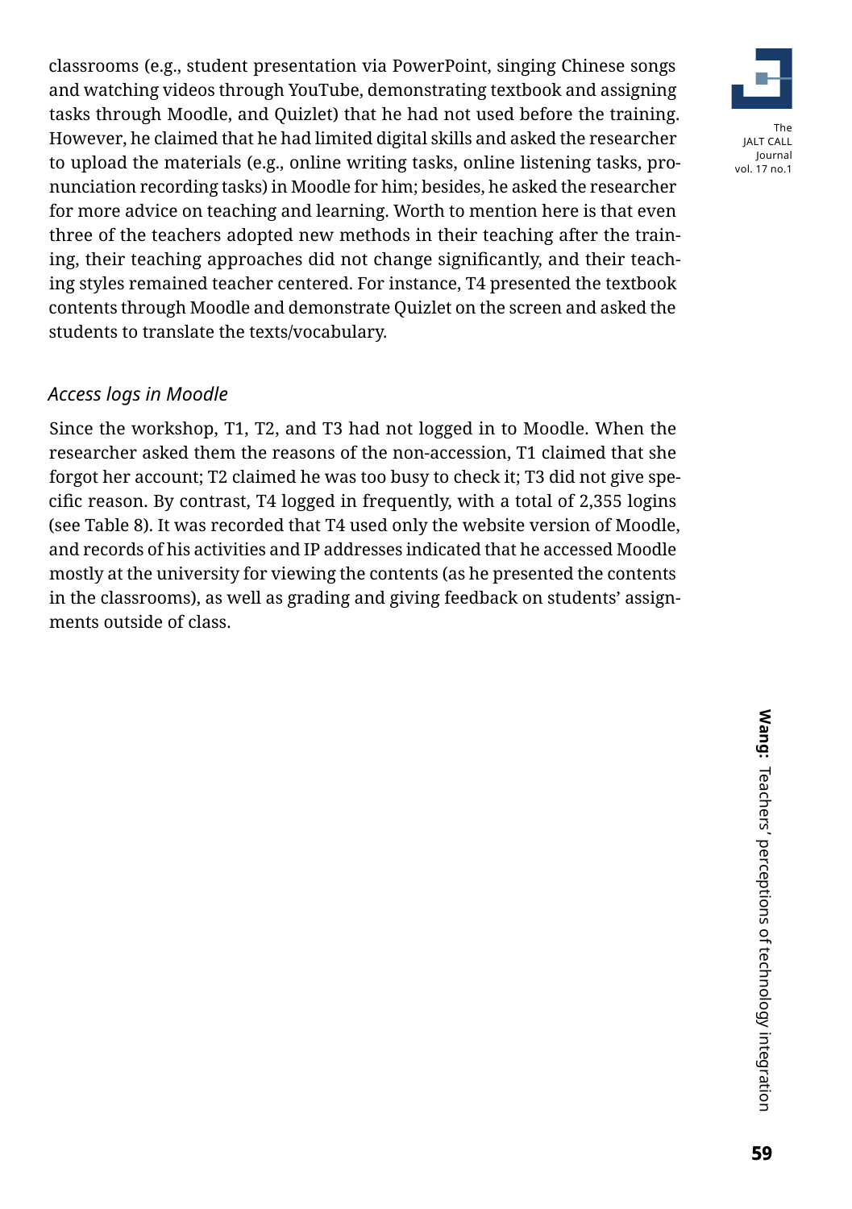classrooms (e.g., student presentation via PowerPoint, singing Chinese songs and watching videos through YouTube, demonstrating textbook and assigning tasks through Moodle, and Quizlet) that he had not used before the training. However, he claimed that he had limited digital skills and asked the researcher to upload the materials (e.g., online writing tasks, online listening tasks, pronunciation recording tasks) in Moodle for him; besides, he asked the researcher for more advice on teaching and learning. Worth to mention here is that even three of the teachers adopted new methods in their teaching after the training, their teaching approaches did not change significantly, and their teaching styles remained teacher centered. For instance, T4 presented the textbook contents through Moodle and demonstrate Quizlet on the screen and asked the students to translate the texts/vocabulary.

### *Access logs in Moodle*

Since the workshop, T1, T2, and T3 had not logged in to Moodle. When the researcher asked them the reasons of the non-accession, T1 claimed that she forgot her account; T2 claimed he was too busy to check it; T3 did not give specific reason. By contrast, T4 logged in frequently, with a total of 2,355 logins (see Table 8). It was recorded that T4 used only the website version of Moodle, and records of his activities and IP addresses indicated that he accessed Moodle mostly at the university for viewing the contents (as he presented the contents in the classrooms), as well as grading and giving feedback on students' assignments outside of class.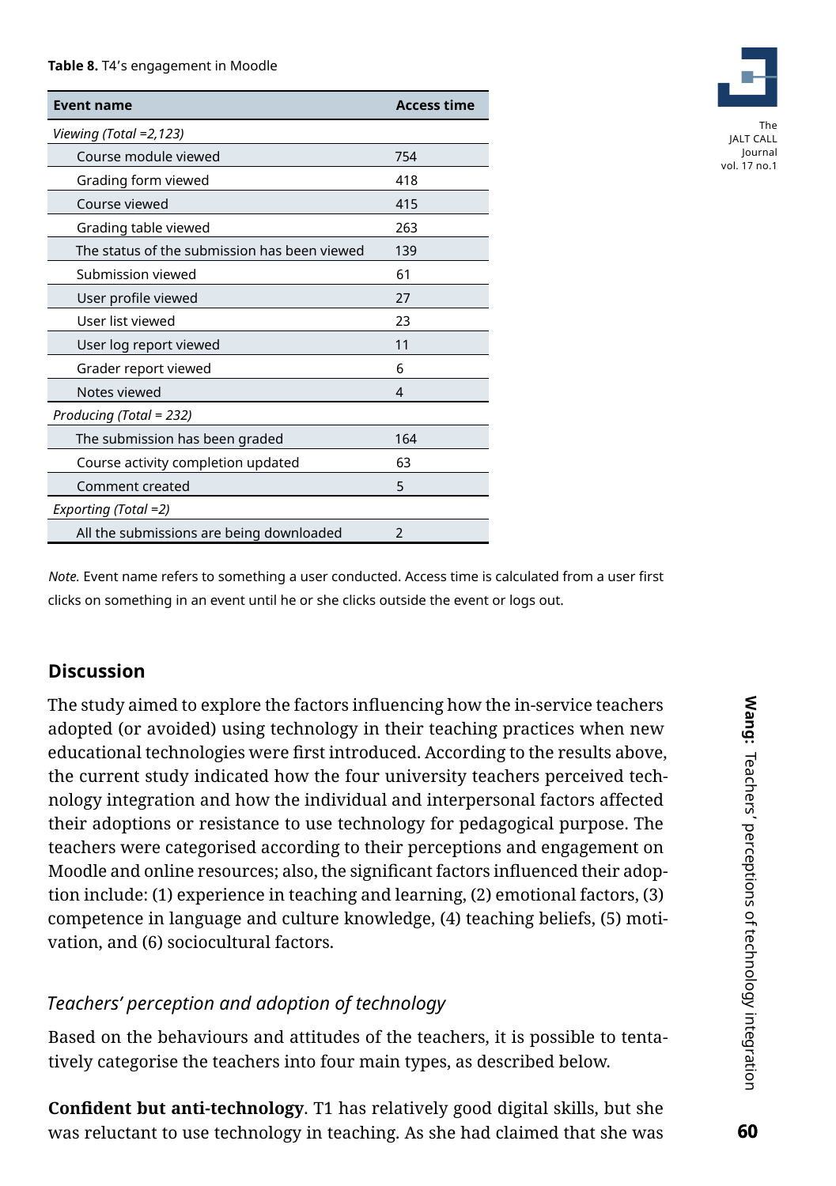**Table 8.** T4's engagement in Moodle

| Event name | Access time |
|---|---|
| *Viewing (Total =2,123)* | |
| Course module viewed | 754 |
| Grading form viewed | 418 |
| Course viewed | 415 |
| Grading table viewed | 263 |
| The status of the submission has been viewed | 139 |
| Submission viewed | 61 |
| User profile viewed | 27 |
| User list viewed | 23 |
| User log report viewed | 11 |
| Grader report viewed | 6 |
| Notes viewed | 4 |
| *Producing (Total = 232)* | |
| The submission has been graded | 164 |
| Course activity completion updated | 63 |
| Comment created | 5 |
| *Exporting (Total =2)* | |
| All the submissions are being downloaded | 2 |

*Note.* Event name refers to something a user conducted. Access time is calculated from a user first clicks on something in an event until he or she clicks outside the event or logs out.

## Discussion

The study aimed to explore the factors influencing how the in-service teachers adopted (or avoided) using technology in their teaching practices when new educational technologies were first introduced. According to the results above, the current study indicated how the four university teachers perceived technology integration and how the individual and interpersonal factors affected their adoptions or resistance to use technology for pedagogical purpose. The teachers were categorised according to their perceptions and engagement on Moodle and online resources; also, the significant factors influenced their adoption include: (1) experience in teaching and learning, (2) emotional factors, (3) competence in language and culture knowledge, (4) teaching beliefs, (5) motivation, and (6) sociocultural factors.

### *Teachers' perception and adoption of technology*

Based on the behaviours and attitudes of the teachers, it is possible to tentatively categorise the teachers into four main types, as described below.

**Confident but anti-technology**. T1 has relatively good digital skills, but she was reluctant to use technology in teaching. As she had claimed that she was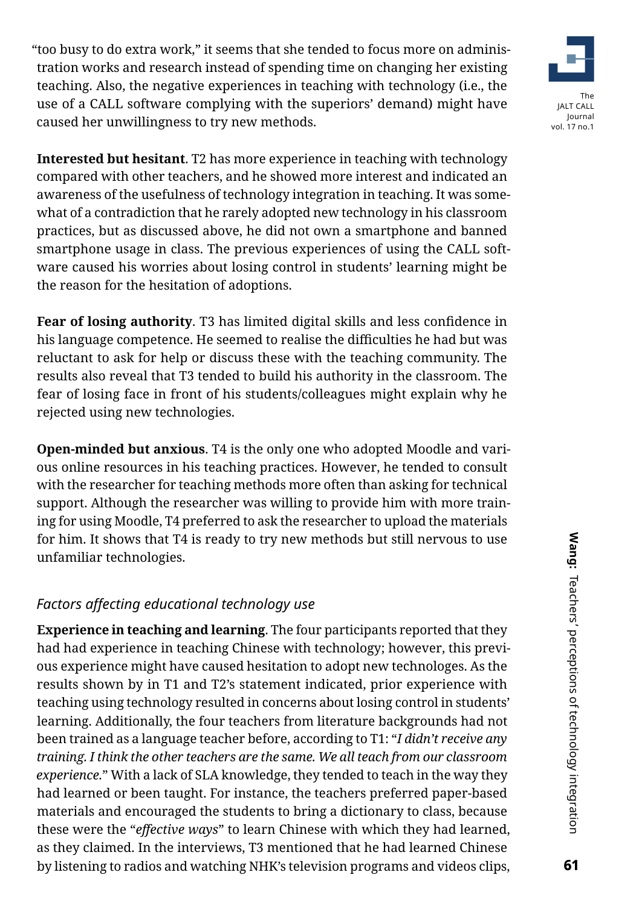"too busy to do extra work," it seems that she tended to focus more on administration works and research instead of spending time on changing her existing teaching. Also, the negative experiences in teaching with technology (i.e., the use of a CALL software complying with the superiors' demand) might have caused her unwillingness to try new methods.

**Interested but hesitant**. T2 has more experience in teaching with technology compared with other teachers, and he showed more interest and indicated an awareness of the usefulness of technology integration in teaching. It was somewhat of a contradiction that he rarely adopted new technology in his classroom practices, but as discussed above, he did not own a smartphone and banned smartphone usage in class. The previous experiences of using the CALL software caused his worries about losing control in students' learning might be the reason for the hesitation of adoptions.

**Fear of losing authority**. T3 has limited digital skills and less confidence in his language competence. He seemed to realise the difficulties he had but was reluctant to ask for help or discuss these with the teaching community. The results also reveal that T3 tended to build his authority in the classroom. The fear of losing face in front of his students/colleagues might explain why he rejected using new technologies.

**Open-minded but anxious**. T4 is the only one who adopted Moodle and various online resources in his teaching practices. However, he tended to consult with the researcher for teaching methods more often than asking for technical support. Although the researcher was willing to provide him with more training for using Moodle, T4 preferred to ask the researcher to upload the materials for him. It shows that T4 is ready to try new methods but still nervous to use unfamiliar technologies.

### *Factors affecting educational technology use*

**Experience in teaching and learning**. The four participants reported that they had had experience in teaching Chinese with technology; however, this previous experience might have caused hesitation to adopt new technologes. As the results shown by in T1 and T2's statement indicated, prior experience with teaching using technology resulted in concerns about losing control in students' learning. Additionally, the four teachers from literature backgrounds had not been trained as a language teacher before, according to T1: "*I didn't receive any training. I think the other teachers are the same. We all teach from our classroom experience.*" With a lack of SLA knowledge, they tended to teach in the way they had learned or been taught. For instance, the teachers preferred paper-based materials and encouraged the students to bring a dictionary to class, because these were the "*effective ways*" to learn Chinese with which they had learned, as they claimed. In the interviews, T3 mentioned that he had learned Chinese by listening to radios and watching NHK's television programs and videos clips,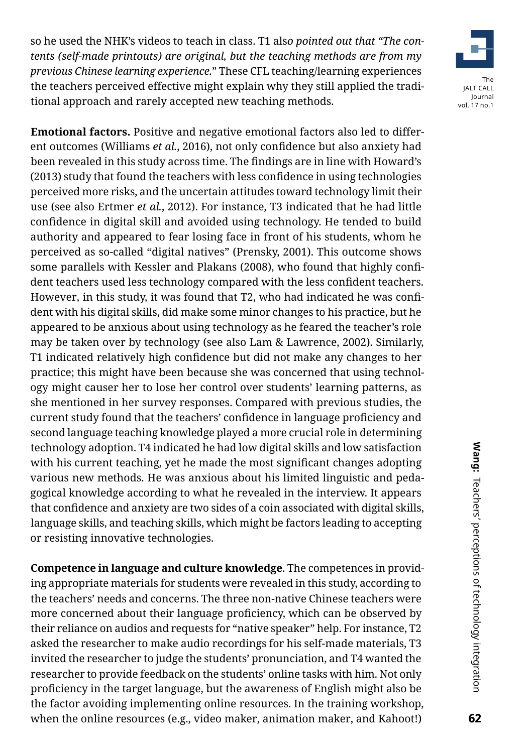so he used the NHK's videos to teach in class. T1 als*o pointed out that "The contents (self-made printouts) are original, but the teaching methods are from my previous Chinese learning experience.*" These CFL teaching/learning experiences the teachers perceived effective might explain why they still applied the traditional approach and rarely accepted new teaching methods.

**Emotional factors.** Positive and negative emotional factors also led to different outcomes (Williams *et al.*, 2016), not only confidence but also anxiety had been revealed in this study across time. The findings are in line with Howard's (2013) study that found the teachers with less confidence in using technologies perceived more risks, and the uncertain attitudes toward technology limit their use (see also Ertmer *et al.*, 2012). For instance, T3 indicated that he had little confidence in digital skill and avoided using technology. He tended to build authority and appeared to fear losing face in front of his students, whom he perceived as so-called "digital natives" (Prensky, 2001). This outcome shows some parallels with Kessler and Plakans (2008), who found that highly confident teachers used less technology compared with the less confident teachers. However, in this study, it was found that T2, who had indicated he was confident with his digital skills, did make some minor changes to his practice, but he appeared to be anxious about using technology as he feared the teacher's role may be taken over by technology (see also Lam & Lawrence, 2002). Similarly, T1 indicated relatively high confidence but did not make any changes to her practice; this might have been because she was concerned that using technology might causer her to lose her control over students' learning patterns, as she mentioned in her survey responses. Compared with previous studies, the current study found that the teachers' confidence in language proficiency and second language teaching knowledge played a more crucial role in determining technology adoption. T4 indicated he had low digital skills and low satisfaction with his current teaching, yet he made the most significant changes adopting various new methods. He was anxious about his limited linguistic and pedagogical knowledge according to what he revealed in the interview. It appears that confidence and anxiety are two sides of a coin associated with digital skills, language skills, and teaching skills, which might be factors leading to accepting or resisting innovative technologies.

**Competence in language and culture knowledge**. The competences in providing appropriate materials for students were revealed in this study, according to the teachers' needs and concerns. The three non-native Chinese teachers were more concerned about their language proficiency, which can be observed by their reliance on audios and requests for "native speaker" help. For instance, T2 asked the researcher to make audio recordings for his self-made materials, T3 invited the researcher to judge the students' pronunciation, and T4 wanted the researcher to provide feedback on the students' online tasks with him. Not only proficiency in the target language, but the awareness of English might also be the factor avoiding implementing online resources. In the training workshop, when the online resources (e.g., video maker, animation maker, and Kahoot!)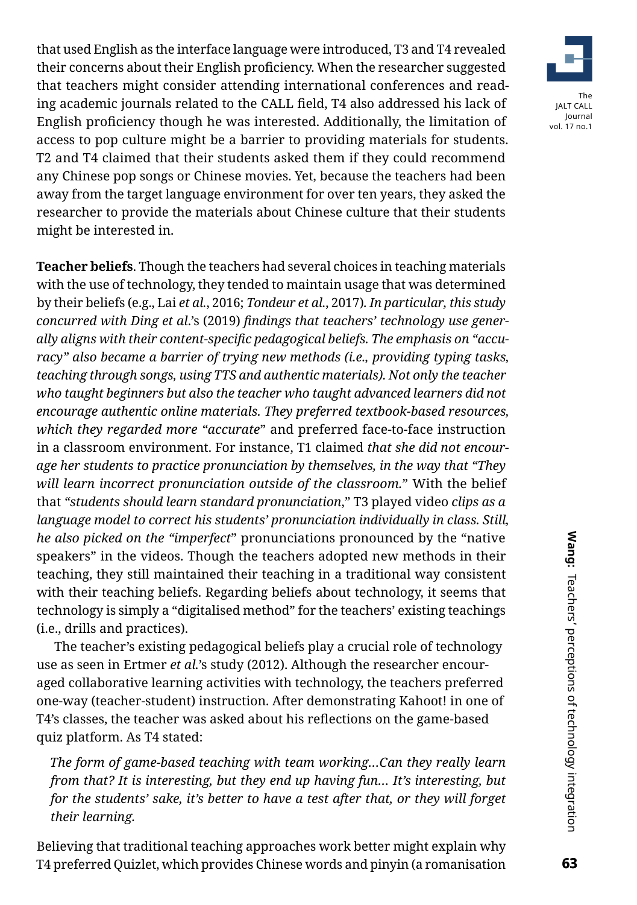that used English as the interface language were introduced, T3 and T4 revealed their concerns about their English proficiency. When the researcher suggested that teachers might consider attending international conferences and reading academic journals related to the CALL field, T4 also addressed his lack of English proficiency though he was interested. Additionally, the limitation of access to pop culture might be a barrier to providing materials for students. T2 and T4 claimed that their students asked them if they could recommend any Chinese pop songs or Chinese movies. Yet, because the teachers had been away from the target language environment for over ten years, they asked the researcher to provide the materials about Chinese culture that their students might be interested in.

**Teacher beliefs**. Though the teachers had several choices in teaching materials with the use of technology, they tended to maintain usage that was determined by their beliefs (e.g., Lai *et al.*, 2016; *Tondeur et al.*, 2017*). In particular, this study concurred with Ding et al.*'s (2019) *findings that teachers' technology use generally aligns with their content-specific pedagogical beliefs. The emphasis on "accuracy" also became a barrier of trying new methods (i.e., providing typing tasks, teaching through songs, using TTS and authentic materials). Not only the teacher who taught beginners but also the teacher who taught advanced learners did not encourage authentic online materials. They preferred textbook-based resources, which they regarded more "accurate*" and preferred face-to-face instruction in a classroom environment. For instance, T1 claimed *that she did not encourage her students to practice pronunciation by themselves, in the way that "They will learn incorrect pronunciation outside of the classroom.*" With the belief that "*students should learn standard pronunciation,*" T3 played video *clips as a language model to correct his students' pronunciation individually in class. Still, he also picked on the "imperfect*" pronunciations pronounced by the "native speakers" in the videos. Though the teachers adopted new methods in their teaching, they still maintained their teaching in a traditional way consistent with their teaching beliefs. Regarding beliefs about technology, it seems that technology is simply a "digitalised method" for the teachers' existing teachings (i.e., drills and practices).

The teacher's existing pedagogical beliefs play a crucial role of technology use as seen in Ertmer *et al.*'s study (2012). Although the researcher encouraged collaborative learning activities with technology, the teachers preferred one-way (teacher-student) instruction. After demonstrating Kahoot! in one of T4's classes, the teacher was asked about his reflections on the game-based quiz platform. As T4 stated:

> *The form of game-based teaching with team working…Can they really learn from that? It is interesting, but they end up having fun… It's interesting, but for the students' sake, it's better to have a test after that, or they will forget their learning.*

Believing that traditional teaching approaches work better might explain why T4 preferred Quizlet, which provides Chinese words and pinyin (a romanisation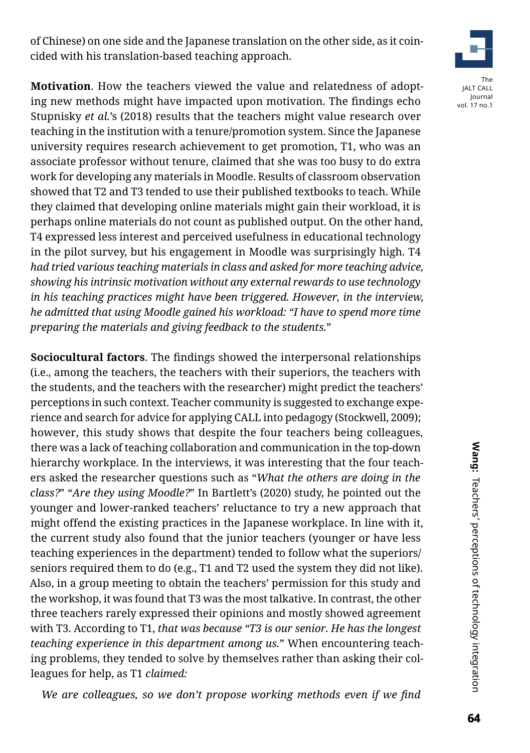of Chinese) on one side and the Japanese translation on the other side, as it coincided with his translation-based teaching approach.

**Motivation**. How the teachers viewed the value and relatedness of adopting new methods might have impacted upon motivation. The findings echo Stupnisky *et al.*'s (2018) results that the teachers might value research over teaching in the institution with a tenure/promotion system. Since the Japanese university requires research achievement to get promotion, T1, who was an associate professor without tenure, claimed that she was too busy to do extra work for developing any materials in Moodle. Results of classroom observation showed that T2 and T3 tended to use their published textbooks to teach. While they claimed that developing online materials might gain their workload, it is perhaps online materials do not count as published output. On the other hand, T4 expressed less interest and perceived usefulness in educational technology in the pilot survey, but his engagement in Moodle was surprisingly high. T4 *had tried various teaching materials in class and asked for more teaching advice, showing his intrinsic motivation without any external rewards to use technology in his teaching practices might have been triggered. However, in the interview, he admitted that using Moodle gained his workload: "I have to spend more time preparing the materials and giving feedback to the students."*

**Sociocultural factors**. The findings showed the interpersonal relationships (i.e., among the teachers, the teachers with their superiors, the teachers with the students, and the teachers with the researcher) might predict the teachers' perceptions in such context. Teacher community is suggested to exchange experience and search for advice for applying CALL into pedagogy (Stockwell, 2009); however, this study shows that despite the four teachers being colleagues, there was a lack of teaching collaboration and communication in the top-down hierarchy workplace. In the interviews, it was interesting that the four teachers asked the researcher questions such as "*What the others are doing in the class?*" "*Are they using Moodle?*" In Bartlett's (2020) study, he pointed out the younger and lower-ranked teachers' reluctance to try a new approach that might offend the existing practices in the Japanese workplace. In line with it, the current study also found that the junior teachers (younger or have less teaching experiences in the department) tended to follow what the superiors/seniors required them to do (e.g., T1 and T2 used the system they did not like). Also, in a group meeting to obtain the teachers' permission for this study and the workshop, it was found that T3 was the most talkative. In contrast, the other three teachers rarely expressed their opinions and mostly showed agreement with T3. According to T1, *that was because "T3 is our senior. He has the longest teaching experience in this department among us."* When encountering teaching problems, they tended to solve by themselves rather than asking their colleagues for help, as T1 *claimed:*

> *We are colleagues, so we don't propose working methods even if we find*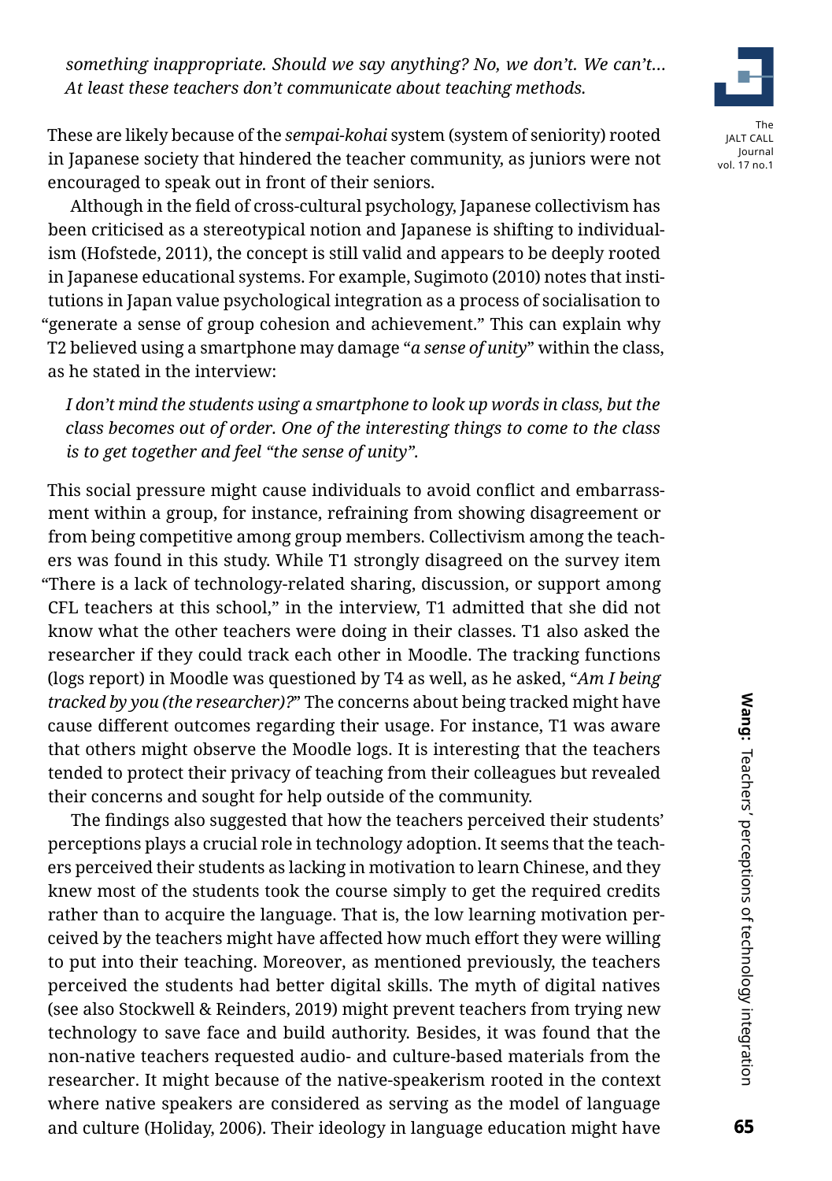*something inappropriate. Should we say anything? No, we don't. We can't... At least these teachers don't communicate about teaching methods.*

These are likely because of the *sempai-kohai* system (system of seniority) rooted in Japanese society that hindered the teacher community, as juniors were not encouraged to speak out in front of their seniors.

Although in the field of cross-cultural psychology, Japanese collectivism has been criticised as a stereotypical notion and Japanese is shifting to individualism (Hofstede, 2011), the concept is still valid and appears to be deeply rooted in Japanese educational systems. For example, Sugimoto (2010) notes that institutions in Japan value psychological integration as a process of socialisation to "generate a sense of group cohesion and achievement." This can explain why T2 believed using a smartphone may damage "*a sense of unity*" within the class, as he stated in the interview:

*I don't mind the students using a smartphone to look up words in class, but the class becomes out of order. One of the interesting things to come to the class is to get together and feel "the sense of unity".*

This social pressure might cause individuals to avoid conflict and embarrassment within a group, for instance, refraining from showing disagreement or from being competitive among group members. Collectivism among the teachers was found in this study. While T1 strongly disagreed on the survey item "There is a lack of technology-related sharing, discussion, or support among CFL teachers at this school," in the interview, T1 admitted that she did not know what the other teachers were doing in their classes. T1 also asked the researcher if they could track each other in Moodle. The tracking functions (logs report) in Moodle was questioned by T4 as well, as he asked, "*Am I being tracked by you (the researcher)?*" The concerns about being tracked might have cause different outcomes regarding their usage. For instance, T1 was aware that others might observe the Moodle logs. It is interesting that the teachers tended to protect their privacy of teaching from their colleagues but revealed their concerns and sought for help outside of the community.

The findings also suggested that how the teachers perceived their students' perceptions plays a crucial role in technology adoption. It seems that the teachers perceived their students as lacking in motivation to learn Chinese, and they knew most of the students took the course simply to get the required credits rather than to acquire the language. That is, the low learning motivation perceived by the teachers might have affected how much effort they were willing to put into their teaching. Moreover, as mentioned previously, the teachers perceived the students had better digital skills. The myth of digital natives (see also Stockwell & Reinders, 2019) might prevent teachers from trying new technology to save face and build authority. Besides, it was found that the non-native teachers requested audio- and culture-based materials from the researcher. It might because of the native-speakerism rooted in the context where native speakers are considered as serving as the model of language and culture (Holiday, 2006). Their ideology in language education might have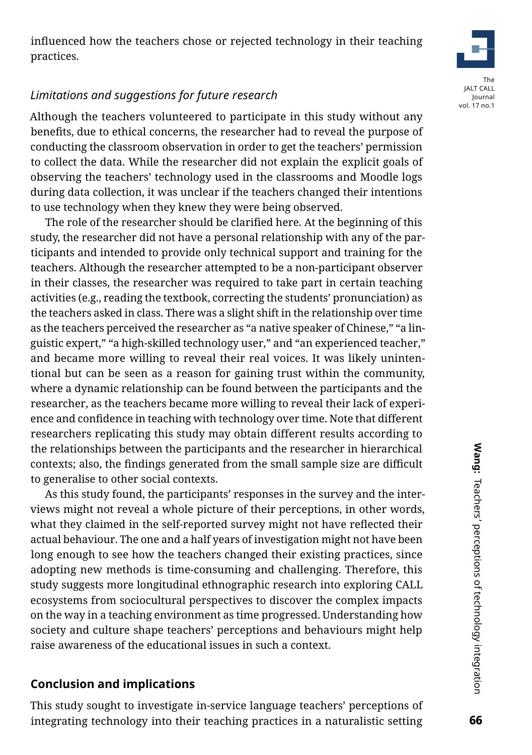influenced how the teachers chose or rejected technology in their teaching practices.

### *Limitations and suggestions for future research*

Although the teachers volunteered to participate in this study without any benefits, due to ethical concerns, the researcher had to reveal the purpose of conducting the classroom observation in order to get the teachers' permission to collect the data. While the researcher did not explain the explicit goals of observing the teachers' technology used in the classrooms and Moodle logs during data collection, it was unclear if the teachers changed their intentions to use technology when they knew they were being observed.

The role of the researcher should be clarified here. At the beginning of this study, the researcher did not have a personal relationship with any of the participants and intended to provide only technical support and training for the teachers. Although the researcher attempted to be a non-participant observer in their classes, the researcher was required to take part in certain teaching activities (e.g., reading the textbook, correcting the students' pronunciation) as the teachers asked in class. There was a slight shift in the relationship over time as the teachers perceived the researcher as "a native speaker of Chinese," "a linguistic expert," "a high-skilled technology user," and "an experienced teacher," and became more willing to reveal their real voices. It was likely unintentional but can be seen as a reason for gaining trust within the community, where a dynamic relationship can be found between the participants and the researcher, as the teachers became more willing to reveal their lack of experience and confidence in teaching with technology over time. Note that different researchers replicating this study may obtain different results according to the relationships between the participants and the researcher in hierarchical contexts; also, the findings generated from the small sample size are difficult to generalise to other social contexts.

As this study found, the participants' responses in the survey and the interviews might not reveal a whole picture of their perceptions, in other words, what they claimed in the self-reported survey might not have reflected their actual behaviour. The one and a half years of investigation might not have been long enough to see how the teachers changed their existing practices, since adopting new methods is time-consuming and challenging. Therefore, this study suggests more longitudinal ethnographic research into exploring CALL ecosystems from sociocultural perspectives to discover the complex impacts on the way in a teaching environment as time progressed. Understanding how society and culture shape teachers' perceptions and behaviours might help raise awareness of the educational issues in such a context.

## Conclusion and implications

This study sought to investigate in-service language teachers' perceptions of integrating technology into their teaching practices in a naturalistic setting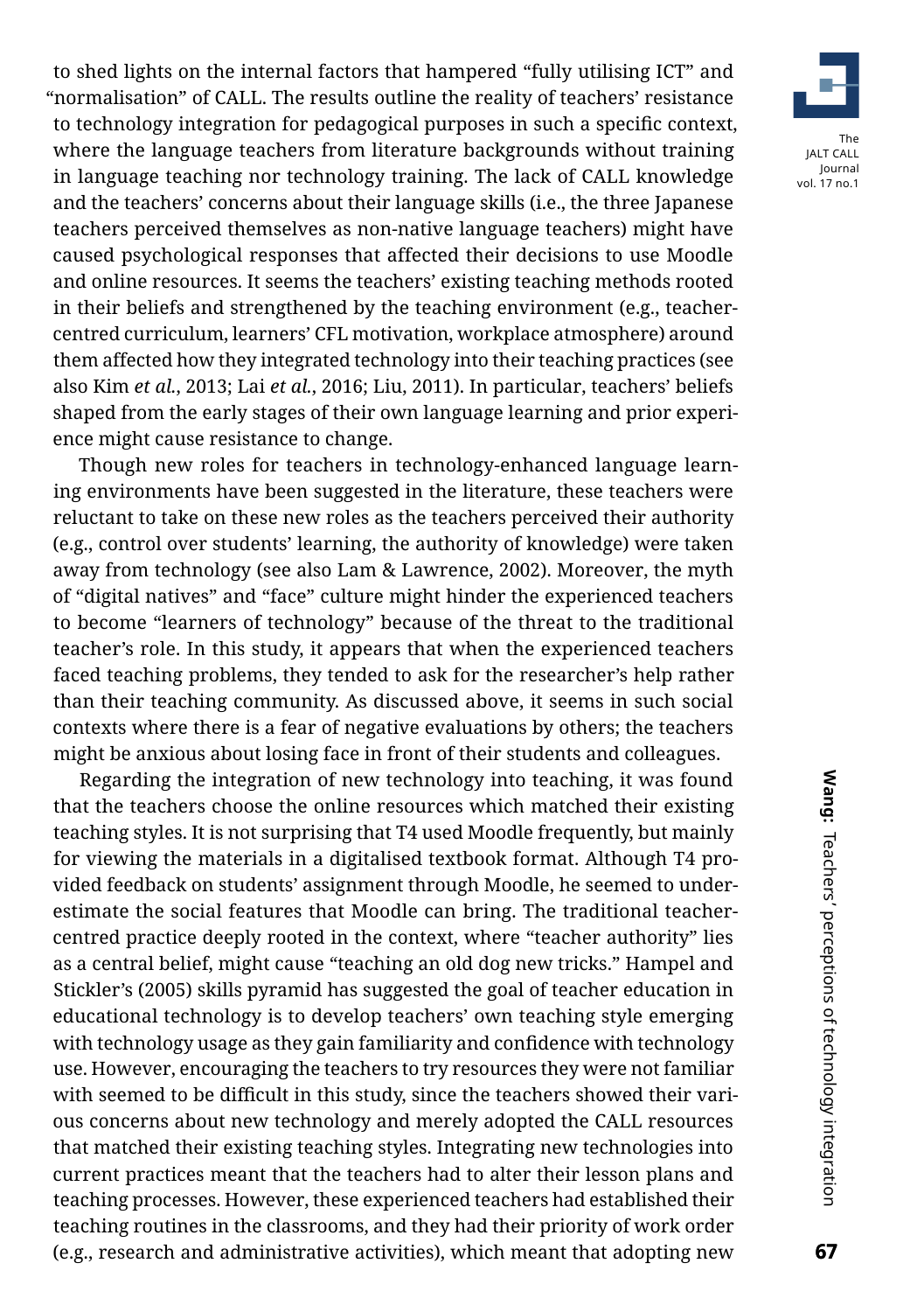to shed lights on the internal factors that hampered "fully utilising ICT" and "normalisation" of CALL. The results outline the reality of teachers' resistance to technology integration for pedagogical purposes in such a specific context, where the language teachers from literature backgrounds without training in language teaching nor technology training. The lack of CALL knowledge and the teachers' concerns about their language skills (i.e., the three Japanese teachers perceived themselves as non-native language teachers) might have caused psychological responses that affected their decisions to use Moodle and online resources. It seems the teachers' existing teaching methods rooted in their beliefs and strengthened by the teaching environment (e.g., teacher-centred curriculum, learners' CFL motivation, workplace atmosphere) around them affected how they integrated technology into their teaching practices (see also Kim *et al.*, 2013; Lai *et al.*, 2016; Liu, 2011). In particular, teachers' beliefs shaped from the early stages of their own language learning and prior experience might cause resistance to change.

Though new roles for teachers in technology-enhanced language learning environments have been suggested in the literature, these teachers were reluctant to take on these new roles as the teachers perceived their authority (e.g., control over students' learning, the authority of knowledge) were taken away from technology (see also Lam & Lawrence, 2002). Moreover, the myth of "digital natives" and "face" culture might hinder the experienced teachers to become "learners of technology" because of the threat to the traditional teacher's role. In this study, it appears that when the experienced teachers faced teaching problems, they tended to ask for the researcher's help rather than their teaching community. As discussed above, it seems in such social contexts where there is a fear of negative evaluations by others; the teachers might be anxious about losing face in front of their students and colleagues.

Regarding the integration of new technology into teaching, it was found that the teachers choose the online resources which matched their existing teaching styles. It is not surprising that T4 used Moodle frequently, but mainly for viewing the materials in a digitalised textbook format. Although T4 provided feedback on students' assignment through Moodle, he seemed to underestimate the social features that Moodle can bring. The traditional teacher-centred practice deeply rooted in the context, where "teacher authority" lies as a central belief, might cause "teaching an old dog new tricks." Hampel and Stickler's (2005) skills pyramid has suggested the goal of teacher education in educational technology is to develop teachers' own teaching style emerging with technology usage as they gain familiarity and confidence with technology use. However, encouraging the teachers to try resources they were not familiar with seemed to be difficult in this study, since the teachers showed their various concerns about new technology and merely adopted the CALL resources that matched their existing teaching styles. Integrating new technologies into current practices meant that the teachers had to alter their lesson plans and teaching processes. However, these experienced teachers had established their teaching routines in the classrooms, and they had their priority of work order (e.g., research and administrative activities), which meant that adopting new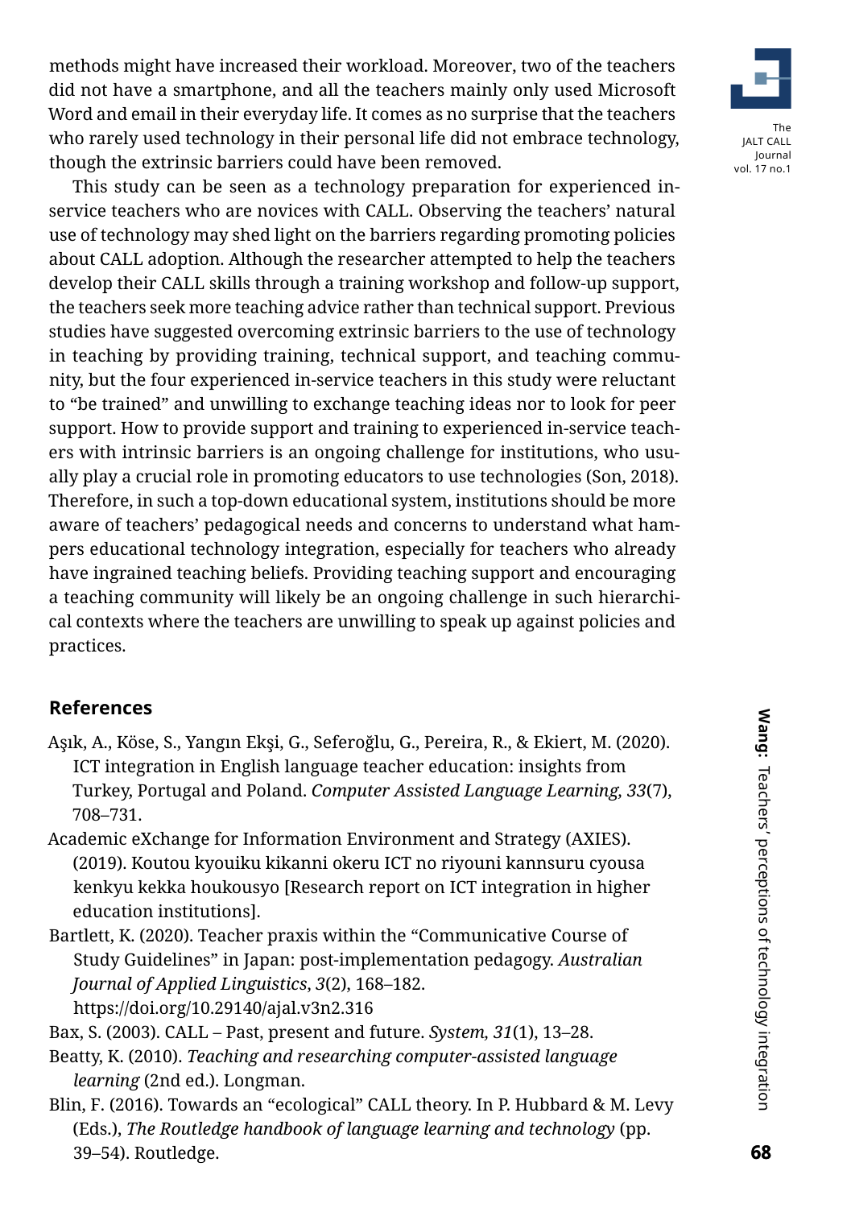methods might have increased their workload. Moreover, two of the teachers did not have a smartphone, and all the teachers mainly only used Microsoft Word and email in their everyday life. It comes as no surprise that the teachers who rarely used technology in their personal life did not embrace technology, though the extrinsic barriers could have been removed.

This study can be seen as a technology preparation for experienced in-service teachers who are novices with CALL. Observing the teachers' natural use of technology may shed light on the barriers regarding promoting policies about CALL adoption. Although the researcher attempted to help the teachers develop their CALL skills through a training workshop and follow-up support, the teachers seek more teaching advice rather than technical support. Previous studies have suggested overcoming extrinsic barriers to the use of technology in teaching by providing training, technical support, and teaching community, but the four experienced in-service teachers in this study were reluctant to "be trained" and unwilling to exchange teaching ideas nor to look for peer support. How to provide support and training to experienced in-service teachers with intrinsic barriers is an ongoing challenge for institutions, who usually play a crucial role in promoting educators to use technologies (Son, 2018). Therefore, in such a top-down educational system, institutions should be more aware of teachers' pedagogical needs and concerns to understand what hampers educational technology integration, especially for teachers who already have ingrained teaching beliefs. Providing teaching support and encouraging a teaching community will likely be an ongoing challenge in such hierarchical contexts where the teachers are unwilling to speak up against policies and practices.

## References

Aşık, A., Köse, S., Yangın Ekşi, G., Seferoğlu, G., Pereira, R., & Ekiert, M. (2020). ICT integration in English language teacher education: insights from Turkey, Portugal and Poland. *Computer Assisted Language Learning, 33*(7), 708–731.

Academic eXchange for Information Environment and Strategy (AXIES). (2019). Koutou kyouiku kikanni okeru ICT no riyouni kannsuru cyousa kenkyu kekka houkousyo [Research report on ICT integration in higher education institutions].

Bartlett, K. (2020). Teacher praxis within the "Communicative Course of Study Guidelines" in Japan: post-implementation pedagogy. *Australian Journal of Applied Linguistics*, *3*(2), 168–182. https://doi.org/10.29140/ajal.v3n2.316

Bax, S. (2003). CALL – Past, present and future. *System, 31*(1), 13–28.

Beatty, K. (2010). *Teaching and researching computer-assisted language learning* (2nd ed.). Longman.

Blin, F. (2016). Towards an "ecological" CALL theory. In P. Hubbard & M. Levy (Eds.), *The Routledge handbook of language learning and technology* (pp. 39–54). Routledge.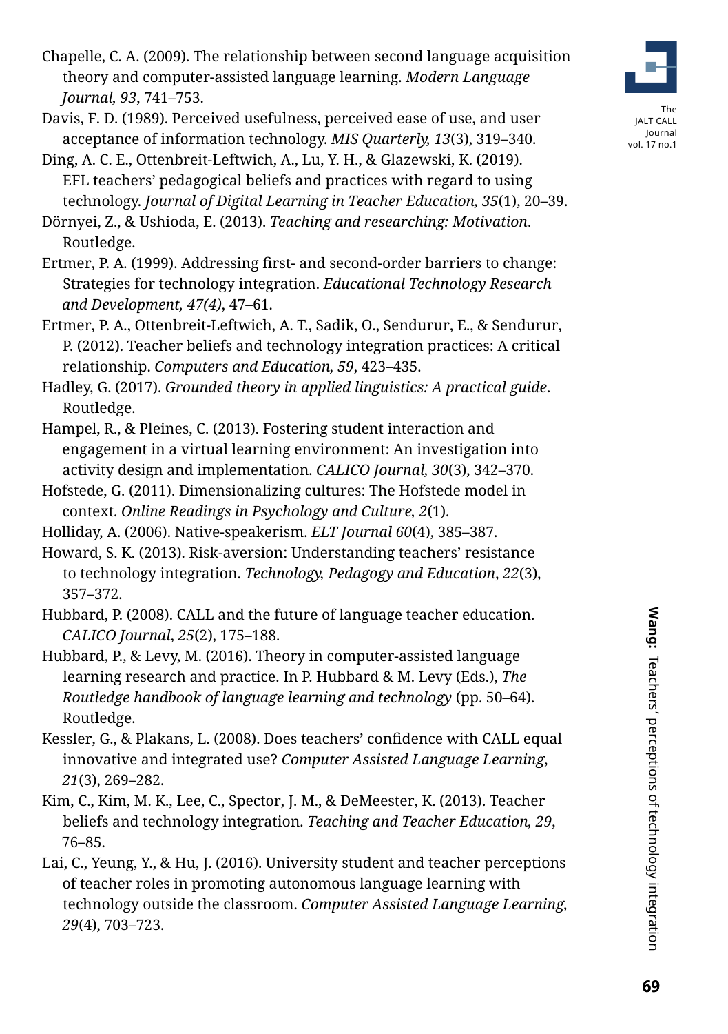Chapelle, C. A. (2009). The relationship between second language acquisition theory and computer-assisted language learning. *Modern Language Journal, 93*, 741–753.

Davis, F. D. (1989). Perceived usefulness, perceived ease of use, and user acceptance of information technology. *MIS Quarterly, 13*(3), 319–340.

Ding, A. C. E., Ottenbreit-Leftwich, A., Lu, Y. H., & Glazewski, K. (2019). EFL teachers' pedagogical beliefs and practices with regard to using technology. *Journal of Digital Learning in Teacher Education, 35*(1), 20–39.

Dörnyei, Z., & Ushioda, E. (2013). *Teaching and researching: Motivation*. Routledge.

Ertmer, P. A. (1999). Addressing first- and second-order barriers to change: Strategies for technology integration. *Educational Technology Research and Development, 47(4)*, 47–61.

Ertmer, P. A., Ottenbreit-Leftwich, A. T., Sadik, O., Sendurur, E., & Sendurur, P. (2012). Teacher beliefs and technology integration practices: A critical relationship. *Computers and Education, 59*, 423–435.

Hadley, G. (2017). *Grounded theory in applied linguistics: A practical guide*. Routledge.

Hampel, R., & Pleines, C. (2013). Fostering student interaction and engagement in a virtual learning environment: An investigation into activity design and implementation. *CALICO Journal, 30*(3), 342–370.

Hofstede, G. (2011). Dimensionalizing cultures: The Hofstede model in context. *Online Readings in Psychology and Culture, 2*(1).

Holliday, A. (2006). Native-speakerism. *ELT Journal 60*(4), 385–387.

Howard, S. K. (2013). Risk-aversion: Understanding teachers' resistance to technology integration. *Technology, Pedagogy and Education*, *22*(3), 357–372.

Hubbard, P. (2008). CALL and the future of language teacher education. *CALICO Journal*, *25*(2), 175–188.

Hubbard, P., & Levy, M. (2016). Theory in computer-assisted language learning research and practice. In P. Hubbard & M. Levy (Eds.), *The Routledge handbook of language learning and technology* (pp. 50–64). Routledge.

Kessler, G., & Plakans, L. (2008). Does teachers' confidence with CALL equal innovative and integrated use? *Computer Assisted Language Learning*, *21*(3), 269–282.

Kim, C., Kim, M. K., Lee, C., Spector, J. M., & DeMeester, K. (2013). Teacher beliefs and technology integration. *Teaching and Teacher Education, 29*, 76–85.

Lai, C., Yeung, Y., & Hu, J. (2016). University student and teacher perceptions of teacher roles in promoting autonomous language learning with technology outside the classroom. *Computer Assisted Language Learning, 29*(4), 703–723.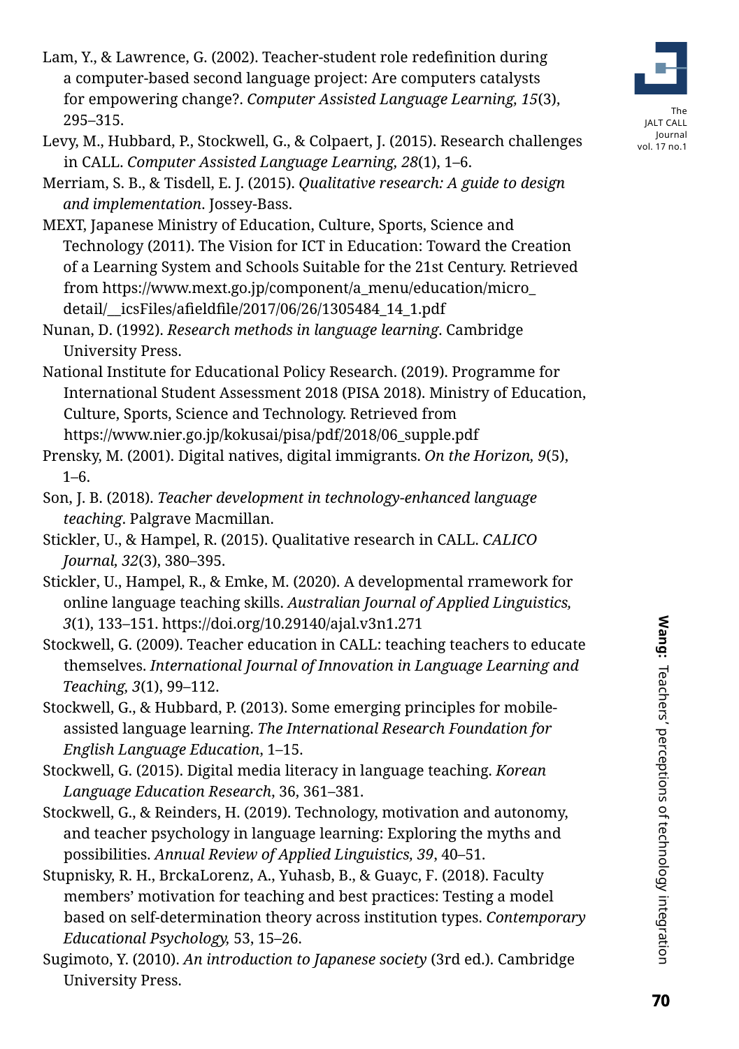Lam, Y., & Lawrence, G. (2002). Teacher-student role redefinition during a computer-based second language project: Are computers catalysts for empowering change?. *Computer Assisted Language Learning, 15*(3), 295–315.

Levy, M., Hubbard, P., Stockwell, G., & Colpaert, J. (2015). Research challenges in CALL. *Computer Assisted Language Learning, 28*(1), 1–6.

Merriam, S. B., & Tisdell, E. J. (2015). *Qualitative research: A guide to design and implementation*. Jossey-Bass.

MEXT, Japanese Ministry of Education, Culture, Sports, Science and Technology (2011). The Vision for ICT in Education: Toward the Creation of a Learning System and Schools Suitable for the 21st Century. Retrieved from https://www.mext.go.jp/component/a_menu/education/micro_detail/__icsFiles/afieldfile/2017/06/26/1305484_14_1.pdf

Nunan, D. (1992). *Research methods in language learning*. Cambridge University Press.

National Institute for Educational Policy Research. (2019). Programme for International Student Assessment 2018 (PISA 2018). Ministry of Education, Culture, Sports, Science and Technology. Retrieved from https://www.nier.go.jp/kokusai/pisa/pdf/2018/06_supple.pdf

Prensky, M. (2001). Digital natives, digital immigrants. *On the Horizon, 9*(5), 1–6.

Son, J. B. (2018). *Teacher development in technology-enhanced language teaching*. Palgrave Macmillan.

Stickler, U., & Hampel, R. (2015). Qualitative research in CALL. *CALICO Journal, 32*(3), 380–395.

Stickler, U., Hampel, R., & Emke, M. (2020). A developmental rramework for online language teaching skills. *Australian Journal of Applied Linguistics, 3*(1), 133–151. https://doi.org/10.29140/ajal.v3n1.271

Stockwell, G. (2009). Teacher education in CALL: teaching teachers to educate themselves. *International Journal of Innovation in Language Learning and Teaching, 3*(1), 99–112.

Stockwell, G., & Hubbard, P. (2013). Some emerging principles for mobile-assisted language learning. *The International Research Foundation for English Language Education*, 1–15.

Stockwell, G. (2015). Digital media literacy in language teaching. *Korean Language Education Research*, 36, 361–381.

Stockwell, G., & Reinders, H. (2019). Technology, motivation and autonomy, and teacher psychology in language learning: Exploring the myths and possibilities. *Annual Review of Applied Linguistics, 39*, 40–51.

Stupnisky, R. H., BrckaLorenz, A., Yuhasb, B., & Guayc, F. (2018). Faculty members' motivation for teaching and best practices: Testing a model based on self-determination theory across institution types. *Contemporary Educational Psychology,* 53, 15–26.

Sugimoto, Y. (2010). *An introduction to Japanese society* (3rd ed.). Cambridge University Press.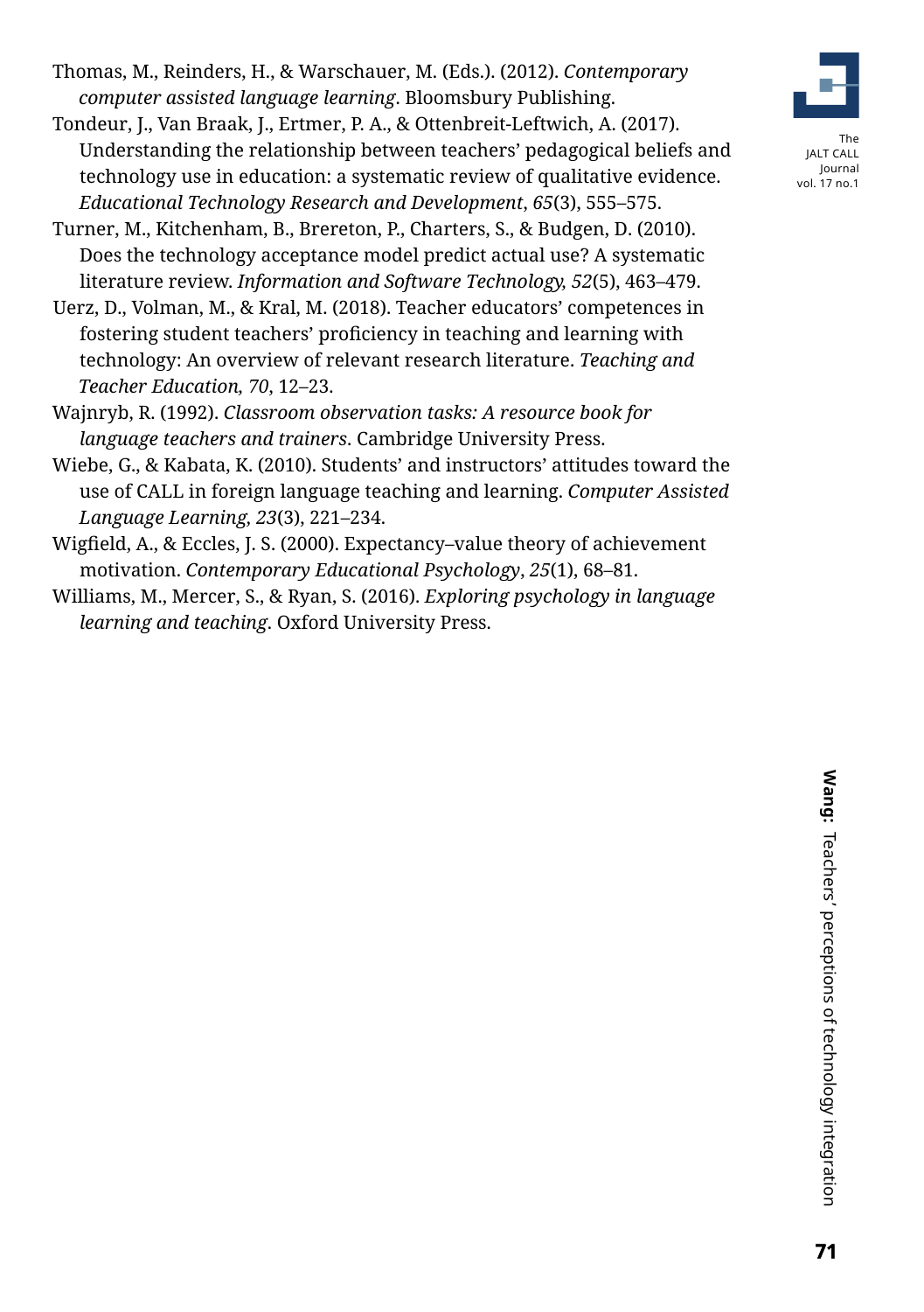Thomas, M., Reinders, H., & Warschauer, M. (Eds.). (2012). *Contemporary computer assisted language learning*. Bloomsbury Publishing.

Tondeur, J., Van Braak, J., Ertmer, P. A., & Ottenbreit-Leftwich, A. (2017). Understanding the relationship between teachers' pedagogical beliefs and technology use in education: a systematic review of qualitative evidence. *Educational Technology Research and Development*, *65*(3), 555–575.

Turner, M., Kitchenham, B., Brereton, P., Charters, S., & Budgen, D. (2010). Does the technology acceptance model predict actual use? A systematic literature review. *Information and Software Technology, 52*(5), 463–479.

Uerz, D., Volman, M., & Kral, M. (2018). Teacher educators' competences in fostering student teachers' proficiency in teaching and learning with technology: An overview of relevant research literature. *Teaching and Teacher Education, 70*, 12–23.

Wajnryb, R. (1992). *Classroom observation tasks: A resource book for language teachers and trainers*. Cambridge University Press.

Wiebe, G., & Kabata, K. (2010). Students' and instructors' attitudes toward the use of CALL in foreign language teaching and learning. *Computer Assisted Language Learning*, *23*(3), 221–234.

Wigfield, A., & Eccles, J. S. (2000). Expectancy–value theory of achievement motivation. *Contemporary Educational Psychology*, *25*(1), 68–81.

Williams, M., Mercer, S., & Ryan, S. (2016). *Exploring psychology in language learning and teaching*. Oxford University Press.